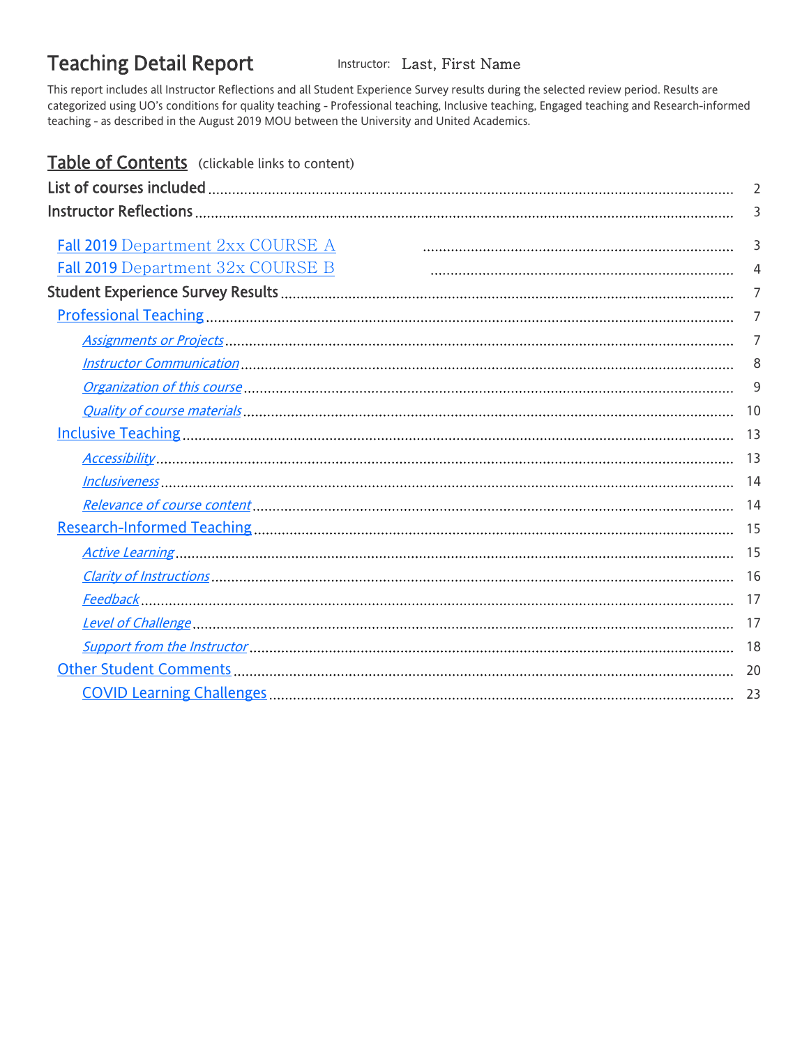# Teaching Detail Report

Instructor: Last, First Name

This report includes all Instructor Reflections and all Student Experience Survey results during the selected review period. Results are categorized using UO's conditions for quality teaching - Professional teaching, Inclusive teaching, Engaged teaching and Research-informed teaching - as described in the August 2019 MOU between the University and United Academics.

## Table of Contents (clickable links to content)

- List of courses included ........ 2
- Instructor Reflections ........ 3
  - Fall 2019 Department 2xx COURSE A ........ 3
  - Fall 2019 Department 32x COURSE B ........ 4
- Student Experience Survey Results ........ 7
  - Professional Teaching ........ 7
    - *Assignments or Projects* ........ 7
    - *Instructor Communication* ........ 8
    - *Organization of this course* ........ 9
    - *Quality of course materials* ........ 10
  - Inclusive Teaching ........ 13
    - *Accessibility* ........ 13
    - *Inclusiveness* ........ 14
    - *Relevance of course content* ........ 14
  - Research-Informed Teaching ........ 15
    - *Active Learning* ........ 15
    - *Clarity of Instructions* ........ 16
    - *Feedback* ........ 17
    - *Level of Challenge* ........ 17
    - *Support from the Instructor* ........ 18
  - Other Student Comments ........ 20
    - COVID Learning Challenges ........ 23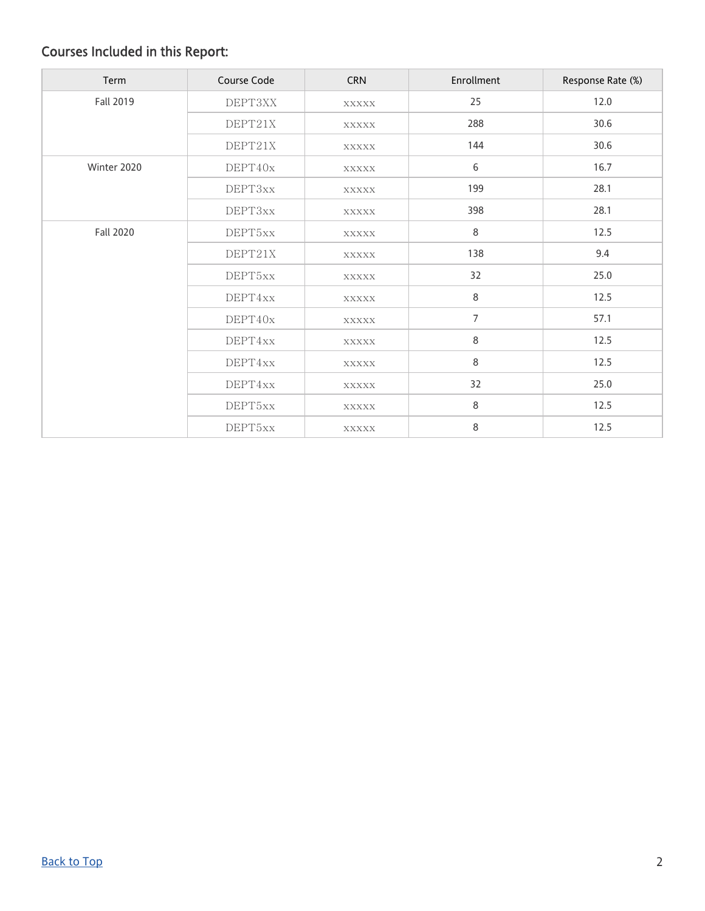## Courses Included in this Report:

| Term | Course Code | CRN | Enrollment | Response Rate (%) |
|---|---|---|---|---|
| Fall 2019 | DEPT3XX | xxxxx | 25 | 12.0 |
| | DEPT21X | xxxxx | 288 | 30.6 |
| | DEPT21X | xxxxx | 144 | 30.6 |
| Winter 2020 | DEPT40x | xxxxx | 6 | 16.7 |
| | DEPT3xx | xxxxx | 199 | 28.1 |
| | DEPT3xx | xxxxx | 398 | 28.1 |
| Fall 2020 | DEPT5xx | xxxxx | 8 | 12.5 |
| | DEPT21X | xxxxx | 138 | 9.4 |
| | DEPT5xx | xxxxx | 32 | 25.0 |
| | DEPT4xx | xxxxx | 8 | 12.5 |
| | DEPT40x | xxxxx | 7 | 57.1 |
| | DEPT4xx | xxxxx | 8 | 12.5 |
| | DEPT4xx | xxxxx | 8 | 12.5 |
| | DEPT4xx | xxxxx | 32 | 25.0 |
| | DEPT5xx | xxxxx | 8 | 12.5 |
| | DEPT5xx | xxxxx | 8 | 12.5 |

Back to Top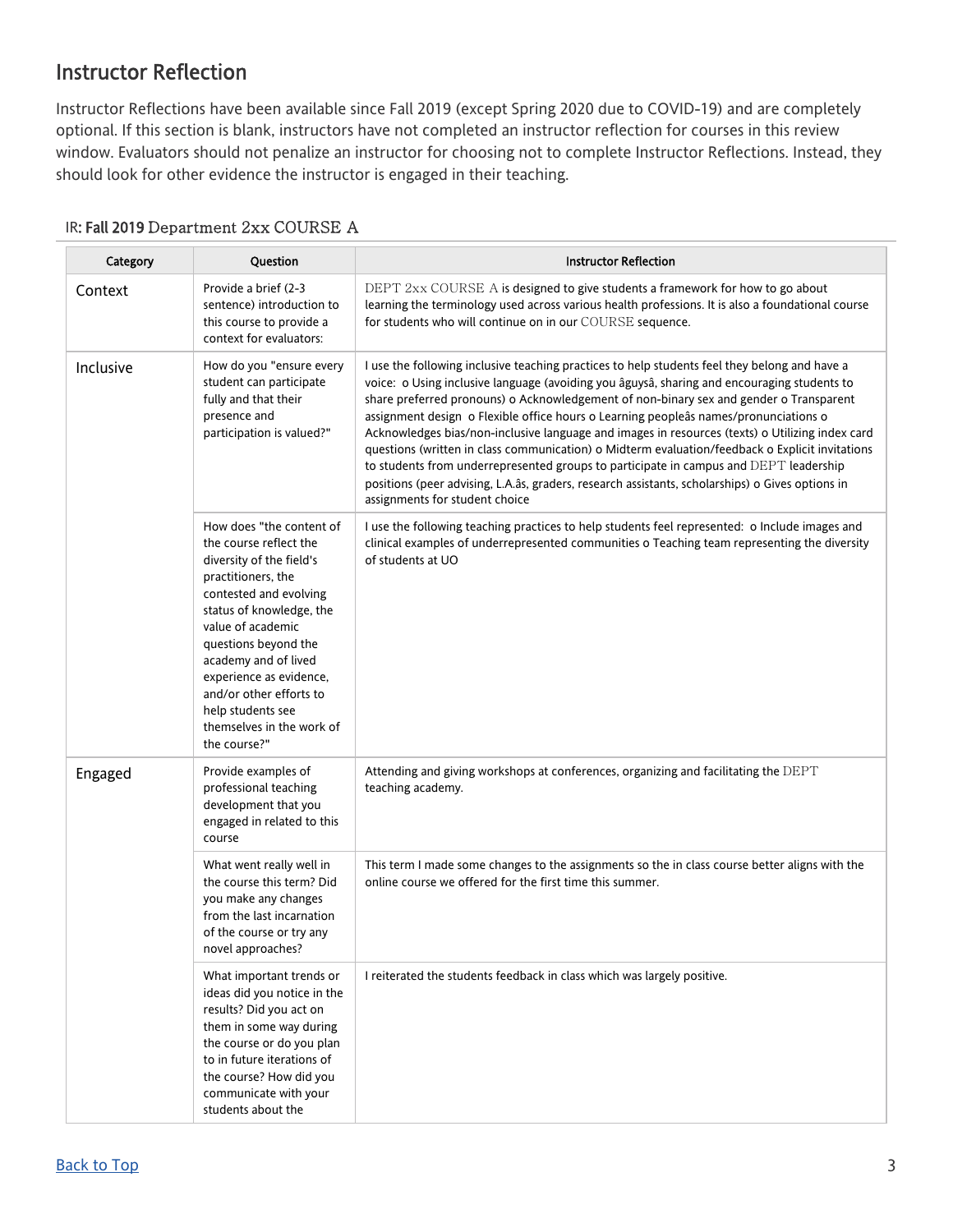## Instructor Reflection

Instructor Reflections have been available since Fall 2019 (except Spring 2020 due to COVID-19) and are completely optional. If this section is blank, instructors have not completed an instructor reflection for courses in this review window. Evaluators should not penalize an instructor for choosing not to complete Instructor Reflections. Instead, they should look for other evidence the instructor is engaged in their teaching.

IR: **Fall 2019** Department 2xx COURSE A

| Category | Question | Instructor Reflection |
| --- | --- | --- |
| Context | Provide a brief (2-3 sentence) introduction to this course to provide a context for evaluators: | DEPT 2xx COURSE A is designed to give students a framework for how to go about learning the terminology used across various health professions. It is also a foundational course for students who will continue on in our COURSE sequence. |
| Inclusive | How do you "ensure every student can participate fully and that their presence and participation is valued?" | I use the following inclusive teaching practices to help students feel they belong and have a voice: o Using inclusive language (avoiding you âguysâ, sharing and encouraging students to share preferred pronouns) o Acknowledgement of non-binary sex and gender o Transparent assignment design o Flexible office hours o Learning peopleâs names/pronunciations o Acknowledges bias/non-inclusive language and images in resources (texts) o Utilizing index card questions (written in class communication) o Midterm evaluation/feedback o Explicit invitations to students from underrepresented groups to participate in campus and DEPT leadership positions (peer advising, L.A.âs, graders, research assistants, scholarships) o Gives options in assignments for student choice |
| | How does "the content of the course reflect the diversity of the field's practitioners, the contested and evolving status of knowledge, the value of academic questions beyond the academy and of lived experience as evidence, and/or other efforts to help students see themselves in the work of the course?" | I use the following teaching practices to help students feel represented: o Include images and clinical examples of underrepresented communities o Teaching team representing the diversity of students at UO |
| Engaged | Provide examples of professional teaching development that you engaged in related to this course | Attending and giving workshops at conferences, organizing and facilitating the DEPT teaching academy. |
| | What went really well in the course this term? Did you make any changes from the last incarnation of the course or try any novel approaches? | This term I made some changes to the assignments so the in class course better aligns with the online course we offered for the first time this summer. |
| | What important trends or ideas did you notice in the results? Did you act on them in some way during the course or do you plan to in future iterations of the course? How did you communicate with your students about the | I reiterated the students feedback in class which was largely positive. |

Back to Top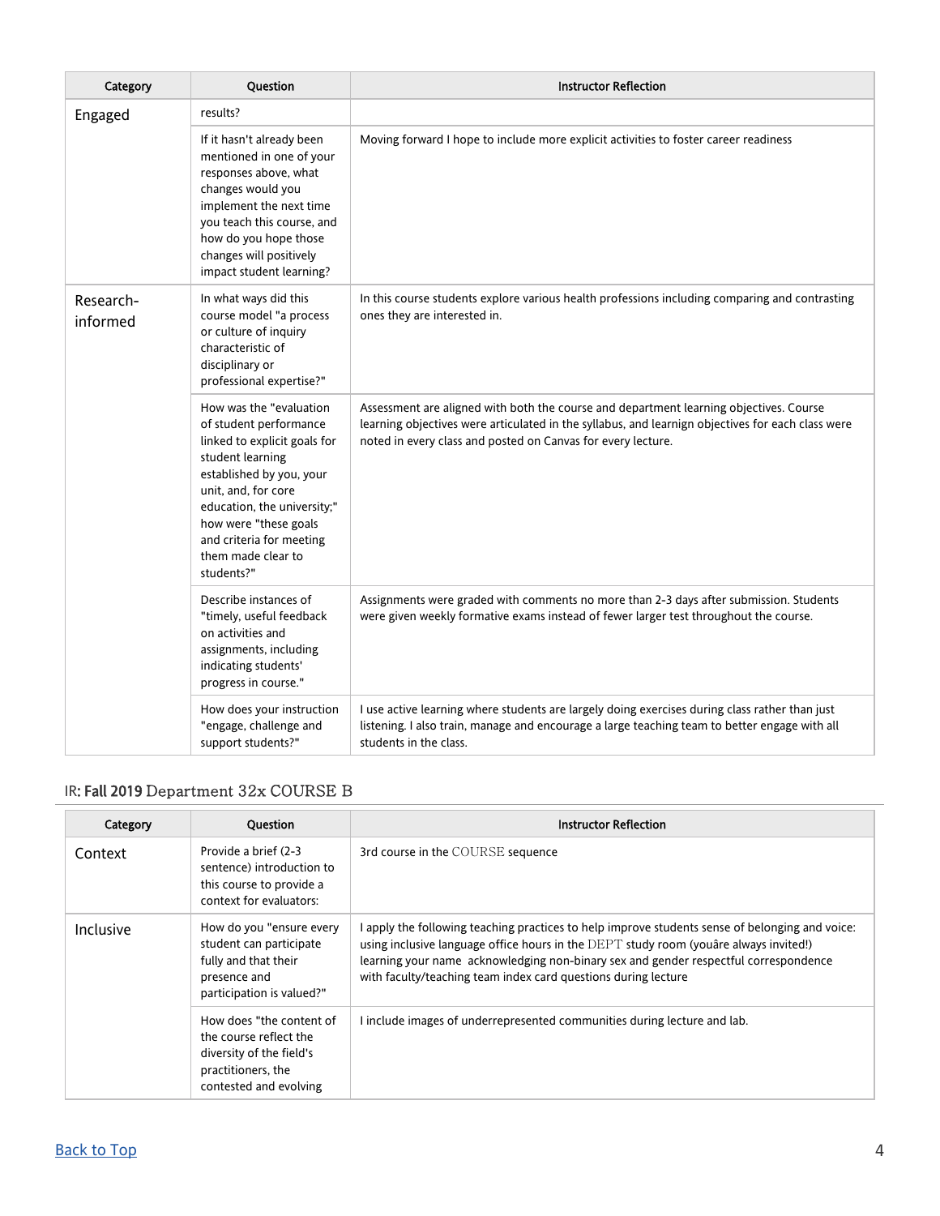| Category | Question | Instructor Reflection |
|---|---|---|
| Engaged | results? | |
| | If it hasn't already been mentioned in one of your responses above, what changes would you implement the next time you teach this course, and how do you hope those changes will positively impact student learning? | Moving forward I hope to include more explicit activities to foster career readiness |
| Research-informed | In what ways did this course model "a process or culture of inquiry characteristic of disciplinary or professional expertise?" | In this course students explore various health professions including comparing and contrasting ones they are interested in. |
| | How was the "evaluation of student performance linked to explicit goals for student learning established by you, your unit, and, for core education, the university;" how were "these goals and criteria for meeting them made clear to students?" | Assessment are aligned with both the course and department learning objectives. Course learning objectives were articulated in the syllabus, and learnign objectives for each class were noted in every class and posted on Canvas for every lecture. |
| | Describe instances of "timely, useful feedback on activities and assignments, including indicating students' progress in course." | Assignments were graded with comments no more than 2-3 days after submission. Students were given weekly formative exams instead of fewer larger test throughout the course. |
| | How does your instruction "engage, challenge and support students?" | I use active learning where students are largely doing exercises during class rather than just listening. I also train, manage and encourage a large teaching team to better engage with all students in the class. |

## IR: Fall 2019 Department 32x COURSE B

| Category | Question | Instructor Reflection |
|---|---|---|
| Context | Provide a brief (2-3 sentence) introduction to this course to provide a context for evaluators: | 3rd course in the COURSE sequence |
| Inclusive | How do you "ensure every student can participate fully and that their presence and participation is valued?" | I apply the following teaching practices to help improve students sense of belonging and voice: using inclusive language office hours in the DEPT study room (youâre always invited!) learning your name acknowledging non-binary sex and gender respectful correspondence with faculty/teaching team index card questions during lecture |
| | How does "the content of the course reflect the diversity of the field's practitioners, the contested and evolving | I include images of underrepresented communities during lecture and lab. |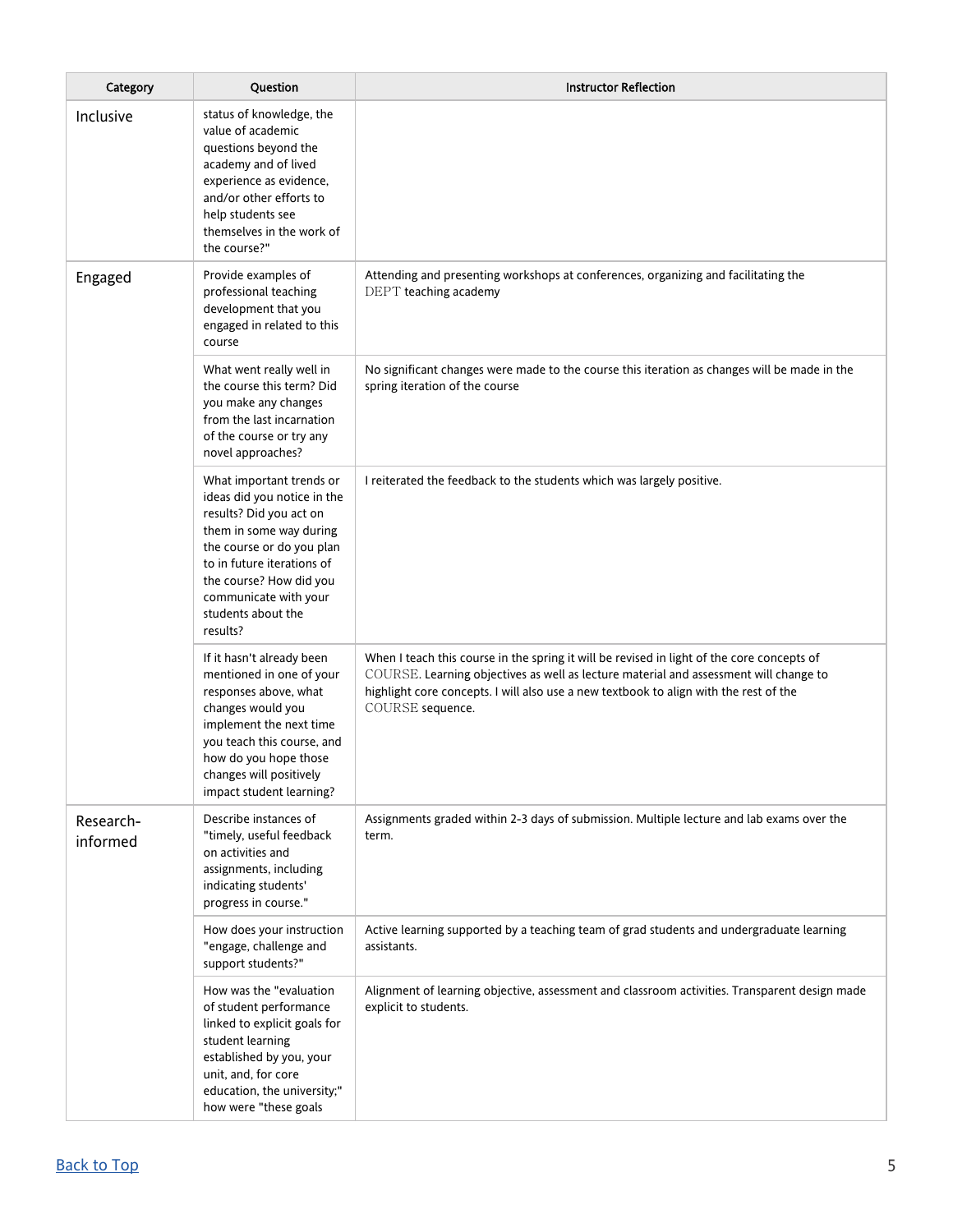| Category | Question | Instructor Reflection |
| --- | --- | --- |
| Inclusive | status of knowledge, the value of academic questions beyond the academy and of lived experience as evidence, and/or other efforts to help students see themselves in the work of the course?" | |
| Engaged | Provide examples of professional teaching development that you engaged in related to this course | Attending and presenting workshops at conferences, organizing and facilitating the DEPT teaching academy |
| | What went really well in the course this term? Did you make any changes from the last incarnation of the course or try any novel approaches? | No significant changes were made to the course this iteration as changes will be made in the spring iteration of the course |
| | What important trends or ideas did you notice in the results? Did you act on them in some way during the course or do you plan to in future iterations of the course? How did you communicate with your students about the results? | I reiterated the feedback to the students which was largely positive. |
| | If it hasn't already been mentioned in one of your responses above, what changes would you implement the next time you teach this course, and how do you hope those changes will positively impact student learning? | When I teach this course in the spring it will be revised in light of the core concepts of COURSE. Learning objectives as well as lecture material and assessment will change to highlight core concepts. I will also use a new textbook to align with the rest of the COURSE sequence. |
| Research-informed | Describe instances of "timely, useful feedback on activities and assignments, including indicating students' progress in course." | Assignments graded within 2-3 days of submission. Multiple lecture and lab exams over the term. |
| | How does your instruction "engage, challenge and support students?" | Active learning supported by a teaching team of grad students and undergraduate learning assistants. |
| | How was the "evaluation of student performance linked to explicit goals for student learning established by you, your unit, and, for core education, the university;" how were "these goals | Alignment of learning objective, assessment and classroom activities. Transparent design made explicit to students. |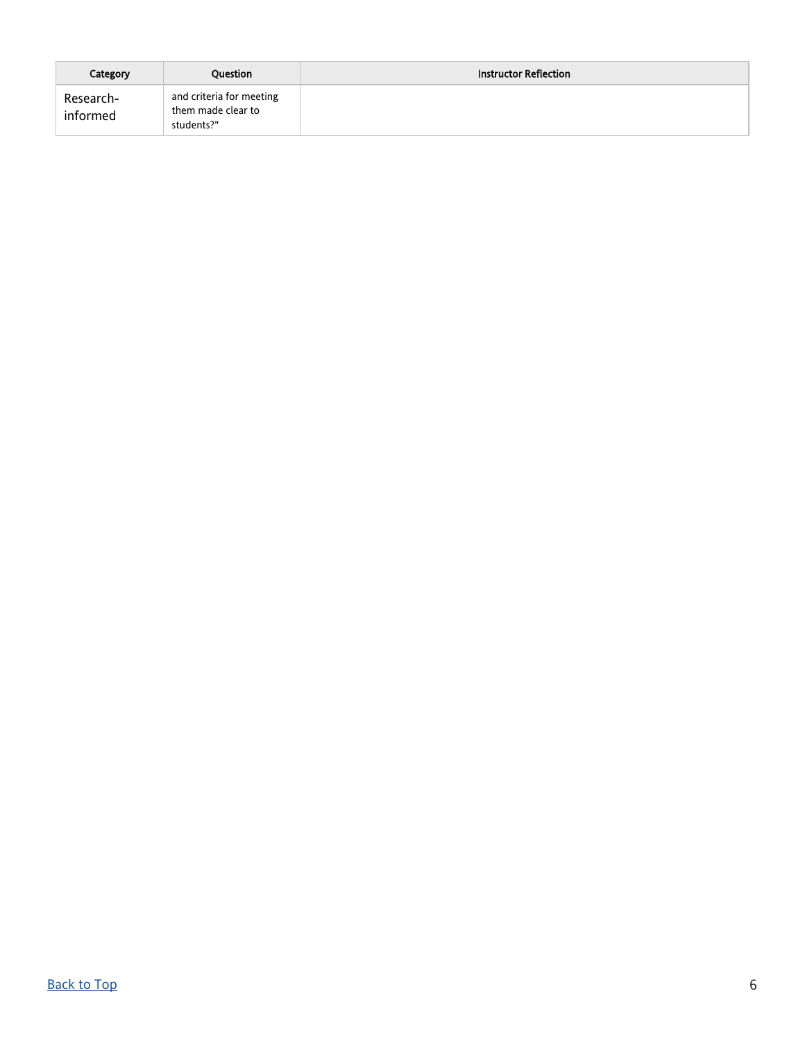| Category | Question | Instructor Reflection |
| --- | --- | --- |
| Research-informed | and criteria for meeting them made clear to students?" | |

[Back to Top]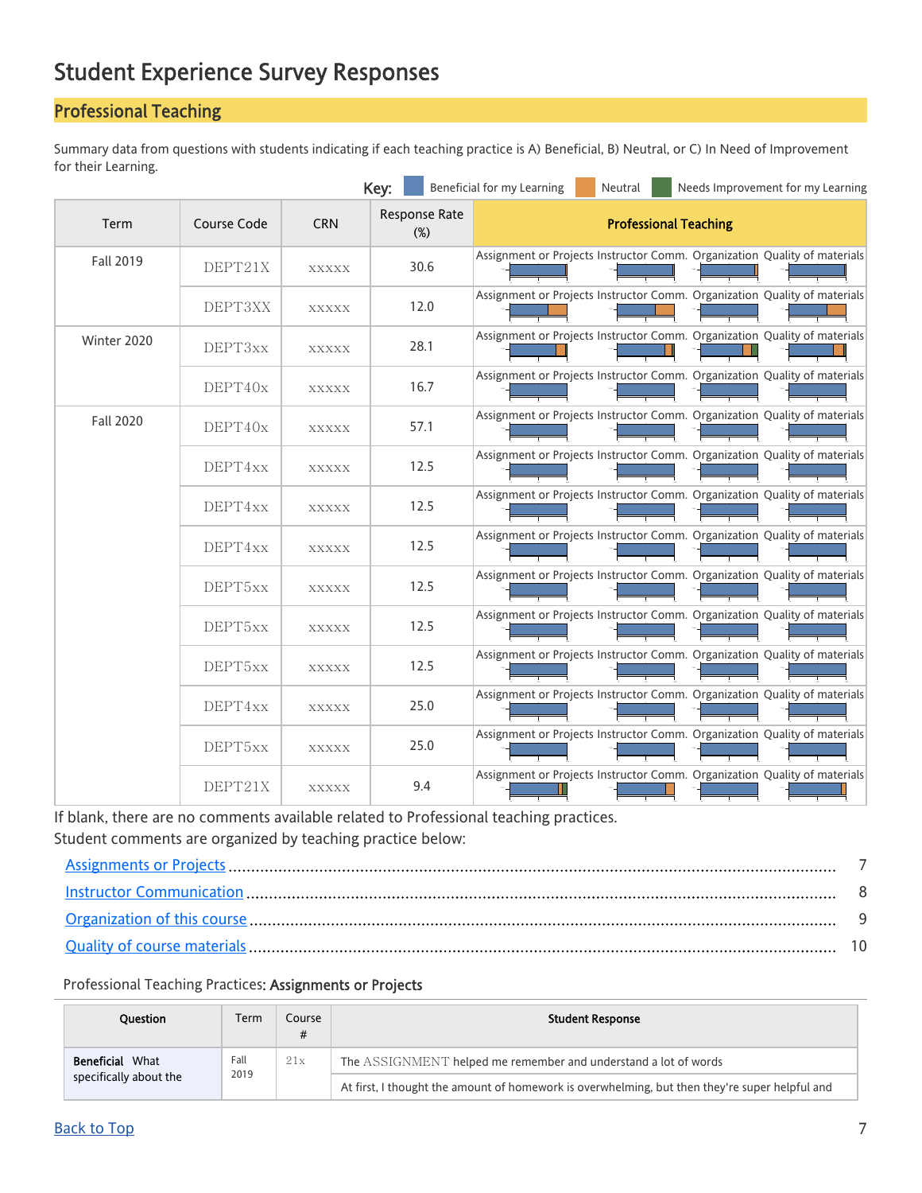# Student Experience Survey Responses

## Professional Teaching

Summary data from questions with students indicating if each teaching practice is A) Beneficial, B) Neutral, or C) In Need of Improvement for their Learning.

Key: Beneficial for my Learning | Neutral | Needs Improvement for my Learning

| Term | Course Code | CRN | Response Rate (%) | Professional Teaching |
|---|---|---|---|---|
| Fall 2019 | DEPT21X | xxxxx | 30.6 | Assignment or Projects, Instructor Comm., Organization, Quality of materials |
| | DEPT3XX | xxxxx | 12.0 | Assignment or Projects, Instructor Comm., Organization, Quality of materials |
| Winter 2020 | DEPT3xx | xxxxx | 28.1 | Assignment or Projects, Instructor Comm., Organization, Quality of materials |
| | DEPT40x | xxxxx | 16.7 | Assignment or Projects, Instructor Comm., Organization, Quality of materials |
| Fall 2020 | DEPT40x | xxxxx | 57.1 | Assignment or Projects, Instructor Comm., Organization, Quality of materials |
| | DEPT4xx | xxxxx | 12.5 | Assignment or Projects, Instructor Comm., Organization, Quality of materials |
| | DEPT4xx | xxxxx | 12.5 | Assignment or Projects, Instructor Comm., Organization, Quality of materials |
| | DEPT4xx | xxxxx | 12.5 | Assignment or Projects, Instructor Comm., Organization, Quality of materials |
| | DEPT5xx | xxxxx | 12.5 | Assignment or Projects, Instructor Comm., Organization, Quality of materials |
| | DEPT5xx | xxxxx | 12.5 | Assignment or Projects, Instructor Comm., Organization, Quality of materials |
| | DEPT5xx | xxxxx | 12.5 | Assignment or Projects, Instructor Comm., Organization, Quality of materials |
| | DEPT4xx | xxxxx | 25.0 | Assignment or Projects, Instructor Comm., Organization, Quality of materials |
| | DEPT5xx | xxxxx | 25.0 | Assignment or Projects, Instructor Comm., Organization, Quality of materials |
| | DEPT21X | xxxxx | 9.4 | Assignment or Projects, Instructor Comm., Organization, Quality of materials |

If blank, there are no comments available related to Professional teaching practices.
Student comments are organized by teaching practice below:

- [Assignments or Projects](#) ........ 7
- [Instructor Communication](#) ........ 8
- [Organization of this course](#) ........ 9
- [Quality of course materials](#) ........ 10

Professional Teaching Practices: **Assignments or Projects**

| Question | Term | Course # | Student Response |
|---|---|---|---|
| **Beneficial** What specifically about the | Fall 2019 | 21x | The ASSIGNMENT helped me remember and understand a lot of words |
| | | | At first, I thought the amount of homework is overwhelming, but then they're super helpful and |

[Back to Top](#)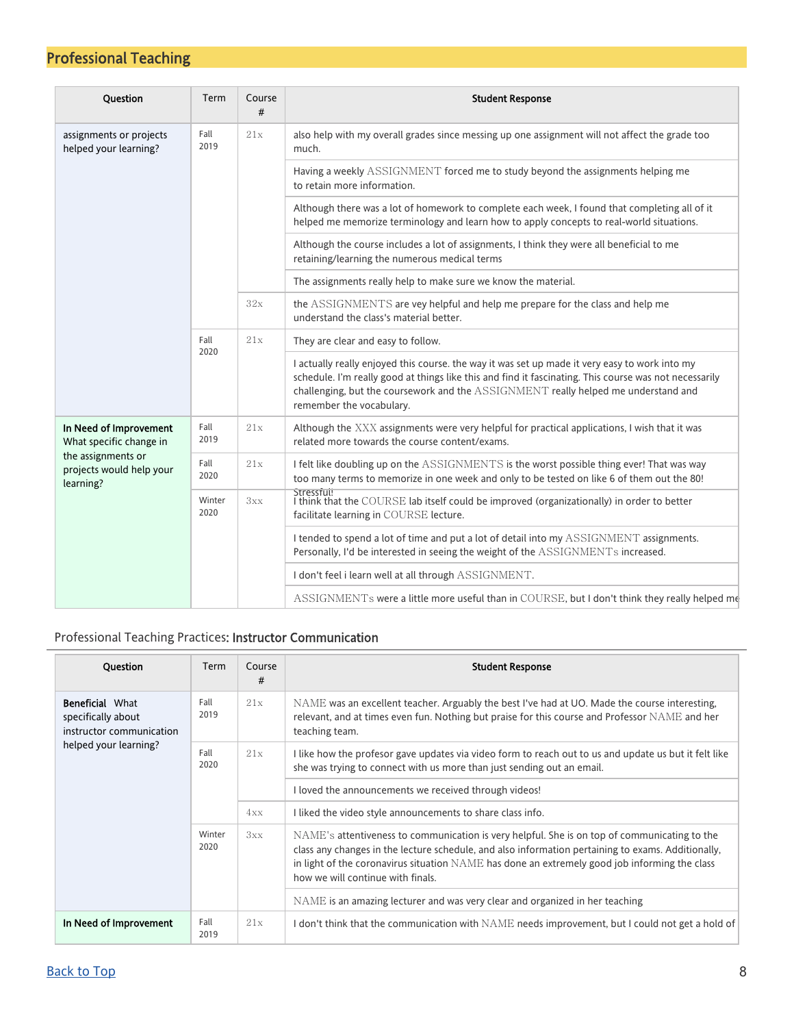## Professional Teaching

| Question | Term | Course # | Student Response |
|---|---|---|---|
| assignments or projects helped your learning? | Fall 2019 | 21x | also help with my overall grades since messing up one assignment will not affect the grade too much. |
| | | | Having a weekly ASSIGNMENT forced me to study beyond the assignments helping me to retain more information. |
| | | | Although there was a lot of homework to complete each week, I found that completing all of it helped me memorize terminology and learn how to apply concepts to real-world situations. |
| | | | Although the course includes a lot of assignments, I think they were all beneficial to me retaining/learning the numerous medical terms |
| | | | The assignments really help to make sure we know the material. |
| | | 32x | the ASSIGNMENTS are vey helpful and help me prepare for the class and help me understand the class's material better. |
| | Fall 2020 | 21x | They are clear and easy to follow. |
| | | | I actually really enjoyed this course. the way it was set up made it very easy to work into my schedule. I'm really good at things like this and find it fascinating. This course was not necessarily challenging, but the coursework and the ASSIGNMENT really helped me understand and remember the vocabulary. |
| **In Need of Improvement** What specific change in the assignments or projects would help your learning? | Fall 2019 | 21x | Although the XXX assignments were very helpful for practical applications, I wish that it was related more towards the course content/exams. |
| | Fall 2020 | 21x | I felt like doubling up on the ASSIGNMENTS is the worst possible thing ever! That was way too many terms to memorize in one week and only to be tested on like 6 of them out the 80! Stressful! |
| | Winter 2020 | 3xx | I think that the COURSE lab itself could be improved (organizationally) in order to better facilitate learning in COURSE lecture. |
| | | | I tended to spend a lot of time and put a lot of detail into my ASSIGNMENT assignments. Personally, I'd be interested in seeing the weight of the ASSIGNMENTs increased. |
| | | | I don't feel i learn well at all through ASSIGNMENT. |
| | | | ASSIGNMENTs were a little more useful than in COURSE, but I don't think they really helped me |

### Professional Teaching Practices: **Instructor Communication**

| Question | Term | Course # | Student Response |
|---|---|---|---|
| **Beneficial** What specifically about instructor communication helped your learning? | Fall 2019 | 21x | NAME was an excellent teacher. Arguably the best I've had at UO. Made the course interesting, relevant, and at times even fun. Nothing but praise for this course and Professor NAME and her teaching team. |
| | Fall 2020 | 21x | I like how the profesor gave updates via video form to reach out to us and update us but it felt like she was trying to connect with us more than just sending out an email. |
| | | | I loved the announcements we received through videos! |
| | | 4xx | I liked the video style announcements to share class info. |
| | Winter 2020 | 3xx | NAME's attentiveness to communication is very helpful. She is on top of communicating to the class any changes in the lecture schedule, and also information pertaining to exams. Additionally, in light of the coronavirus situation NAME has done an extremely good job informing the class how we will continue with finals. |
| | | | NAME is an amazing lecturer and was very clear and organized in her teaching |
| **In Need of Improvement** | Fall 2019 | 21x | I don't think that the communication with NAME needs improvement, but I could not get a hold of |

Back to Top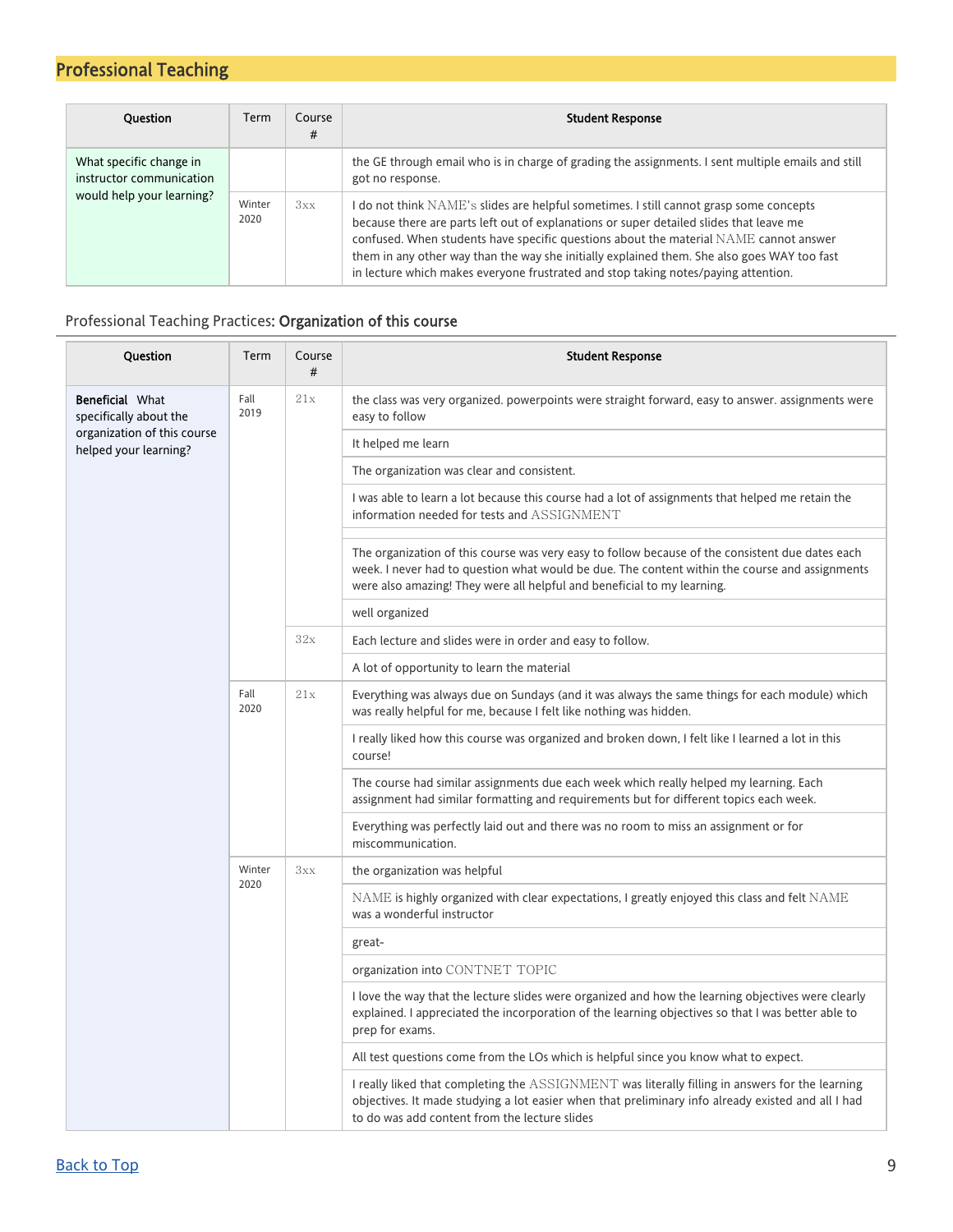## Professional Teaching

| Question | Term | Course # | Student Response |
|---|---|---|---|
| What specific change in instructor communication would help your learning? | | | the GE through email who is in charge of grading the assignments. I sent multiple emails and still got no response. |
| | Winter 2020 | 3xx | I do not think NAME's slides are helpful sometimes. I still cannot grasp some concepts because there are parts left out of explanations or super detailed slides that leave me confused. When students have specific questions about the material NAME cannot answer them in any other way than the way she initially explained them. She also goes WAY too fast in lecture which makes everyone frustrated and stop taking notes/paying attention. |

### Professional Teaching Practices: **Organization of this course**

| Question | Term | Course # | Student Response |
|---|---|---|---|
| **Beneficial** What specifically about the organization of this course helped your learning? | Fall 2019 | 21x | the class was very organized. powerpoints were straight forward, easy to answer. assignments were easy to follow |
| | | | It helped me learn |
| | | | The organization was clear and consistent. |
| | | | I was able to learn a lot because this course had a lot of assignments that helped me retain the information needed for tests and ASSIGNMENT |
| | | | |
| | | | The organization of this course was very easy to follow because of the consistent due dates each week. I never had to question what would be due. The content within the course and assignments were also amazing! They were all helpful and beneficial to my learning. |
| | | | well organized |
| | | 32x | Each lecture and slides were in order and easy to follow. |
| | | | A lot of opportunity to learn the material |
| | Fall 2020 | 21x | Everything was always due on Sundays (and it was always the same things for each module) which was really helpful for me, because I felt like nothing was hidden. |
| | | | I really liked how this course was organized and broken down, I felt like I learned a lot in this course! |
| | | | The course had similar assignments due each week which really helped my learning. Each assignment had similar formatting and requirements but for different topics each week. |
| | | | Everything was perfectly laid out and there was no room to miss an assignment or for miscommunication. |
| | Winter 2020 | 3xx | the organization was helpful |
| | | | NAME is highly organized with clear expectations, I greatly enjoyed this class and felt NAME was a wonderful instructor |
| | | | great- |
| | | | organization into CONTNET TOPIC |
| | | | I love the way that the lecture slides were organized and how the learning objectives were clearly explained. I appreciated the incorporation of the learning objectives so that I was better able to prep for exams. |
| | | | All test questions come from the LOs which is helpful since you know what to expect. |
| | | | I really liked that completing the ASSIGNMENT was literally filling in answers for the learning objectives. It made studying a lot easier when that preliminary info already existed and all I had to do was add content from the lecture slides |

[Back to Top]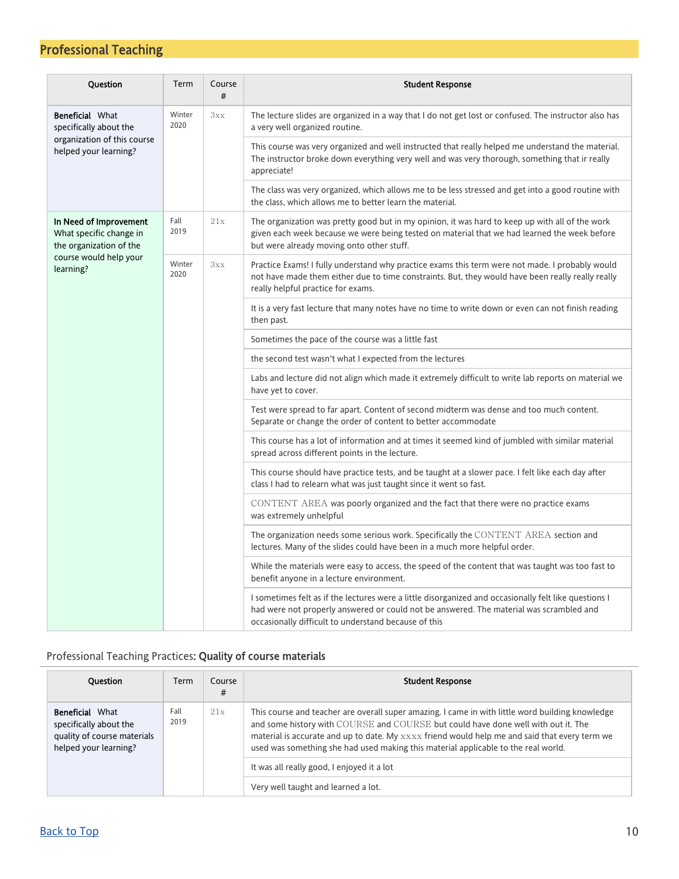## Professional Teaching

| Question | Term | Course # | Student Response |
|---|---|---|---|
| **Beneficial** What specifically about the organization of this course helped your learning? | Winter 2020 | 3xx | The lecture slides are organized in a way that I do not get lost or confused. The instructor also has a very well organized routine. |
| | | | This course was very organized and well instructed that really helped me understand the material. The instructor broke down everything very well and was very thorough, something that ir really appreciate! |
| | | | The class was very organized, which allows me to be less stressed and get into a good routine with the class, which allows me to better learn the material. |
| **In Need of Improvement** What specific change in the organization of the course would help your learning? | Fall 2019 | 21x | The organization was pretty good but in my opinion, it was hard to keep up with all of the work given each week because we were being tested on material that we had learned the week before but were already moving onto other stuff. |
| | Winter 2020 | 3xx | Practice Exams! I fully understand why practice exams this term were not made. I probably would not have made them either due to time constraints. But, they would have been really really really really helpful practice for exams. |
| | | | It is a very fast lecture that many notes have no time to write down or even can not finish reading then past. |
| | | | Sometimes the pace of the course was a little fast |
| | | | the second test wasn't what I expected from the lectures |
| | | | Labs and lecture did not align which made it extremely difficult to write lab reports on material we have yet to cover. |
| | | | Test were spread to far apart. Content of second midterm was dense and too much content. Separate or change the order of content to better accommodate |
| | | | This course has a lot of information and at times it seemed kind of jumbled with similar material spread across different points in the lecture. |
| | | | This course should have practice tests, and be taught at a slower pace. I felt like each day after class I had to relearn what was just taught since it went so fast. |
| | | | CONTENT AREA was poorly organized and the fact that there were no practice exams was extremely unhelpful |
| | | | The organization needs some serious work. Specifically the CONTENT AREA section and lectures. Many of the slides could have been in a much more helpful order. |
| | | | While the materials were easy to access, the speed of the content that was taught was too fast to benefit anyone in a lecture environment. |
| | | | I sometimes felt as if the lectures were a little disorganized and occasionally felt like questions I had were not properly answered or could not be answered. The material was scrambled and occasionally difficult to understand because of this |

### Professional Teaching Practices: **Quality of course materials**

| Question | Term | Course # | Student Response |
|---|---|---|---|
| **Beneficial** What specifically about the quality of course materials helped your learning? | Fall 2019 | 21x | This course and teacher are overall super amazing. I came in with little word building knowledge and some history with COURSE and COURSE but could have done well with out it. The material is accurate and up to date. My xxxx friend would help me and said that every term we used was something she had used making this material applicable to the real world. |
| | | | It was all really good, I enjoyed it a lot |
| | | | Very well taught and learned a lot. |

Back to Top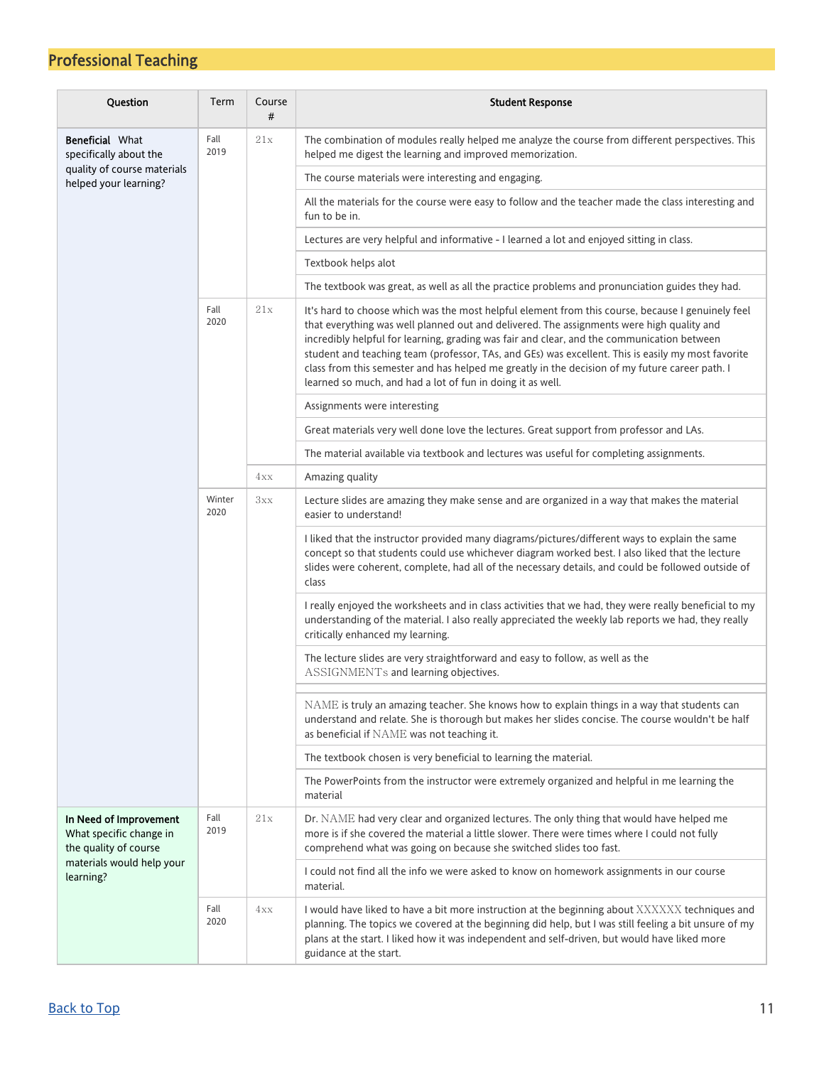## Professional Teaching

| Question | Term | Course # | Student Response |
|---|---|---|---|
| **Beneficial** What specifically about the quality of course materials helped your learning? | Fall 2019 | 21x | The combination of modules really helped me analyze the course from different perspectives. This helped me digest the learning and improved memorization. |
| | | | The course materials were interesting and engaging. |
| | | | All the materials for the course were easy to follow and the teacher made the class interesting and fun to be in. |
| | | | Lectures are very helpful and informative - I learned a lot and enjoyed sitting in class. |
| | | | Textbook helps alot |
| | | | The textbook was great, as well as all the practice problems and pronunciation guides they had. |
| | Fall 2020 | 21x | It's hard to choose which was the most helpful element from this course, because I genuinely feel that everything was well planned out and delivered. The assignments were high quality and incredibly helpful for learning, grading was fair and clear, and the communication between student and teaching team (professor, TAs, and GEs) was excellent. This is easily my most favorite class from this semester and has helped me greatly in the decision of my future career path. I learned so much, and had a lot of fun in doing it as well. |
| | | | Assignments were interesting |
| | | | Great materials very well done love the lectures. Great support from professor and LAs. |
| | | | The material available via textbook and lectures was useful for completing assignments. |
| | | 4xx | Amazing quality |
| | Winter 2020 | 3xx | Lecture slides are amazing they make sense and are organized in a way that makes the material easier to understand! |
| | | | I liked that the instructor provided many diagrams/pictures/different ways to explain the same concept so that students could use whichever diagram worked best. I also liked that the lecture slides were coherent, complete, had all of the necessary details, and could be followed outside of class |
| | | | I really enjoyed the worksheets and in class activities that we had, they were really beneficial to my understanding of the material. I also really appreciated the weekly lab reports we had, they really critically enhanced my learning. |
| | | | The lecture slides are very straightforward and easy to follow, as well as the ASSIGNMENTs and learning objectives. |
| | | | |
| | | | NAME is truly an amazing teacher. She knows how to explain things in a way that students can understand and relate. She is thorough but makes her slides concise. The course wouldn't be half as beneficial if NAME was not teaching it. |
| | | | The textbook chosen is very beneficial to learning the material. |
| | | | The PowerPoints from the instructor were extremely organized and helpful in me learning the material |
| **In Need of Improvement** What specific change in the quality of course materials would help your learning? | Fall 2019 | 21x | Dr. NAME had very clear and organized lectures. The only thing that would have helped me more is if she covered the material a little slower. There were times where I could not fully comprehend what was going on because she switched slides too fast. |
| | | | I could not find all the info we were asked to know on homework assignments in our course material. |
| | Fall 2020 | 4xx | I would have liked to have a bit more instruction at the beginning about XXXXXX techniques and planning. The topics we covered at the beginning did help, but I was still feeling a bit unsure of my plans at the start. I liked how it was independent and self-driven, but would have liked more guidance at the start. |

[Back to Top](#)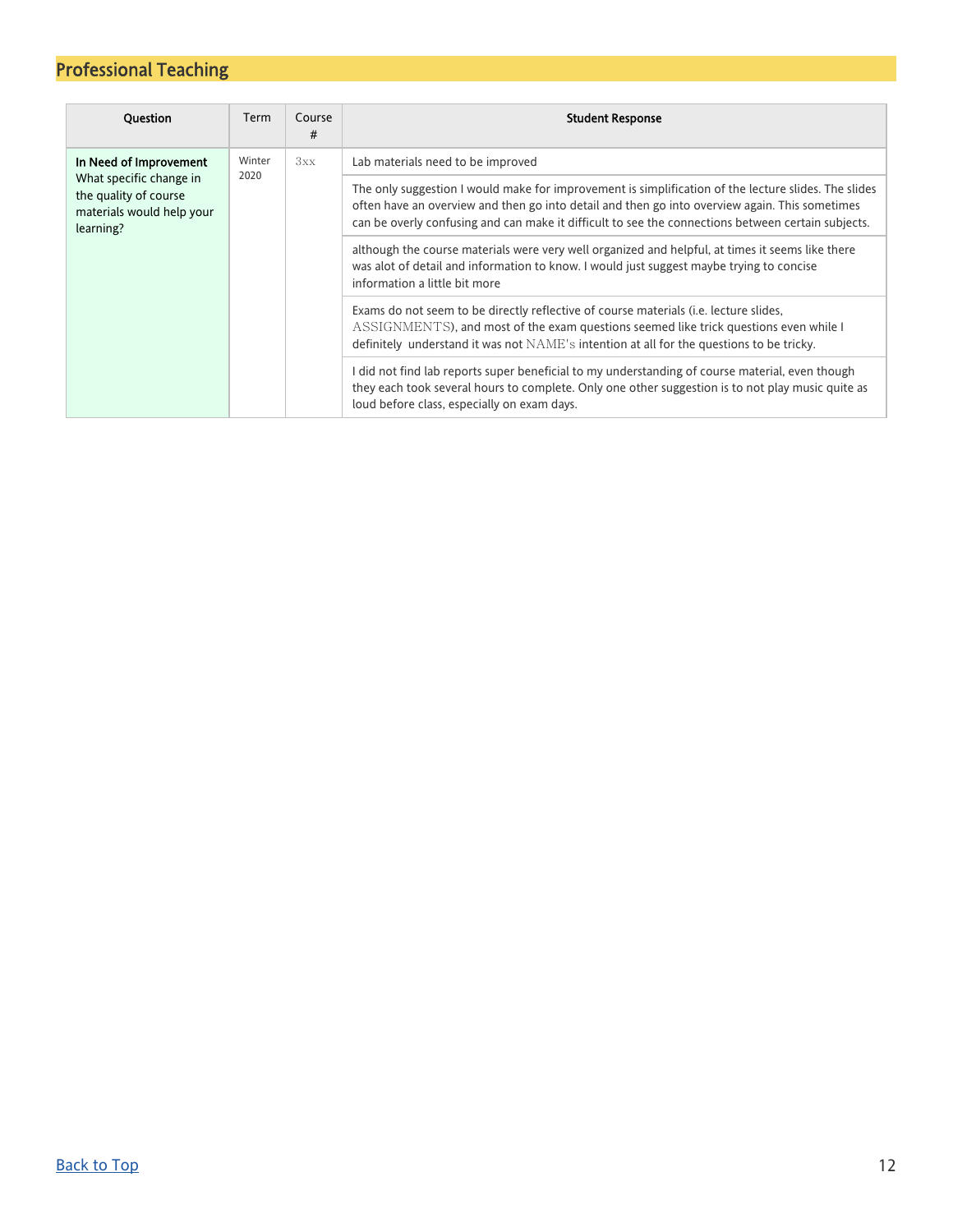## Professional Teaching

| Question | Term | Course # | Student Response |
|---|---|---|---|
| **In Need of Improvement** What specific change in the quality of course materials would help your learning? | Winter 2020 | 3xx | Lab materials need to be improved |
| | | | The only suggestion I would make for improvement is simplification of the lecture slides. The slides often have an overview and then go into detail and then go into overview again. This sometimes can be overly confusing and can make it difficult to see the connections between certain subjects. |
| | | | although the course materials were very well organized and helpful, at times it seems like there was alot of detail and information to know. I would just suggest maybe trying to concise information a little bit more |
| | | | Exams do not seem to be directly reflective of course materials (i.e. lecture slides, ASSIGNMENTS), and most of the exam questions seemed like trick questions even while I definitely understand it was not NAME's intention at all for the questions to be tricky. |
| | | | I did not find lab reports super beneficial to my understanding of course material, even though they each took several hours to complete. Only one other suggestion is to not play music quite as loud before class, especially on exam days. |

[Back to Top]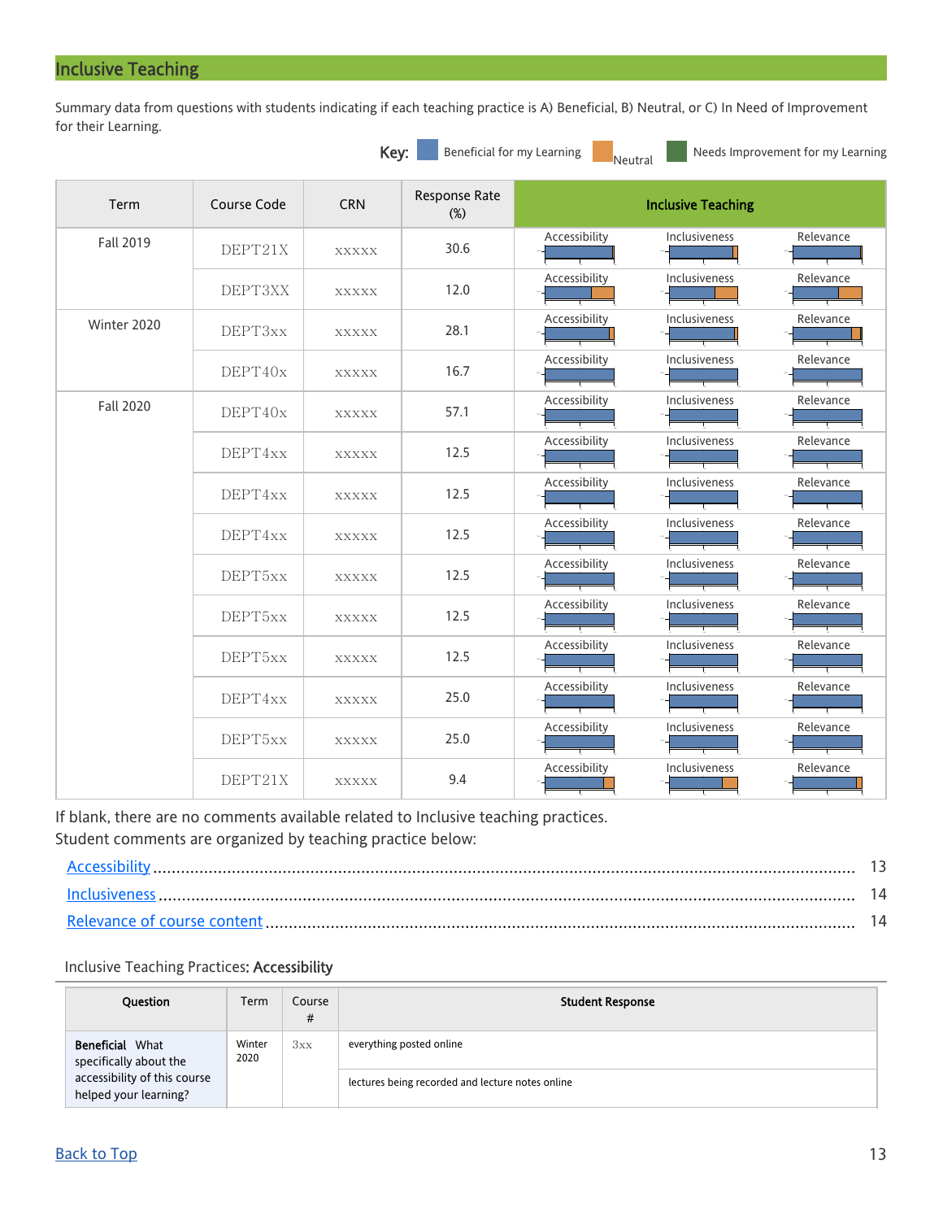## Inclusive Teaching

Summary data from questions with students indicating if each teaching practice is A) Beneficial, B) Neutral, or C) In Need of Improvement for their Learning.

Key: Beneficial for my Learning | Neutral | Needs Improvement for my Learning

| Term | Course Code | CRN | Response Rate (%) | Inclusive Teaching | | |
|---|---|---|---|---|---|---|
| | | | | Accessibility | Inclusiveness | Relevance |
| Fall 2019 | DEPT21X | xxxxx | 30.6 | | | |
| | DEPT3XX | xxxxx | 12.0 | | | |
| Winter 2020 | DEPT3xx | xxxxx | 28.1 | | | |
| | DEPT40x | xxxxx | 16.7 | | | |
| Fall 2020 | DEPT40x | xxxxx | 57.1 | | | |
| | DEPT4xx | xxxxx | 12.5 | | | |
| | DEPT4xx | xxxxx | 12.5 | | | |
| | DEPT4xx | xxxxx | 12.5 | | | |
| | DEPT5xx | xxxxx | 12.5 | | | |
| | DEPT5xx | xxxxx | 12.5 | | | |
| | DEPT5xx | xxxxx | 12.5 | | | |
| | DEPT4xx | xxxxx | 25.0 | | | |
| | DEPT5xx | xxxxx | 25.0 | | | |
| | DEPT21X | xxxxx | 9.4 | | | |

If blank, there are no comments available related to Inclusive teaching practices.
Student comments are organized by teaching practice below:

- [Accessibility](#) ........ 13
- [Inclusiveness](#) ........ 14
- [Relevance of course content](#) ........ 14

### Inclusive Teaching Practices: **Accessibility**

| Question | Term | Course # | Student Response |
|---|---|---|---|
| **Beneficial** What specifically about the accessibility of this course helped your learning? | Winter 2020 | 3xx | everything posted online |
| | | | lectures being recorded and lecture notes online |

[Back to Top](#)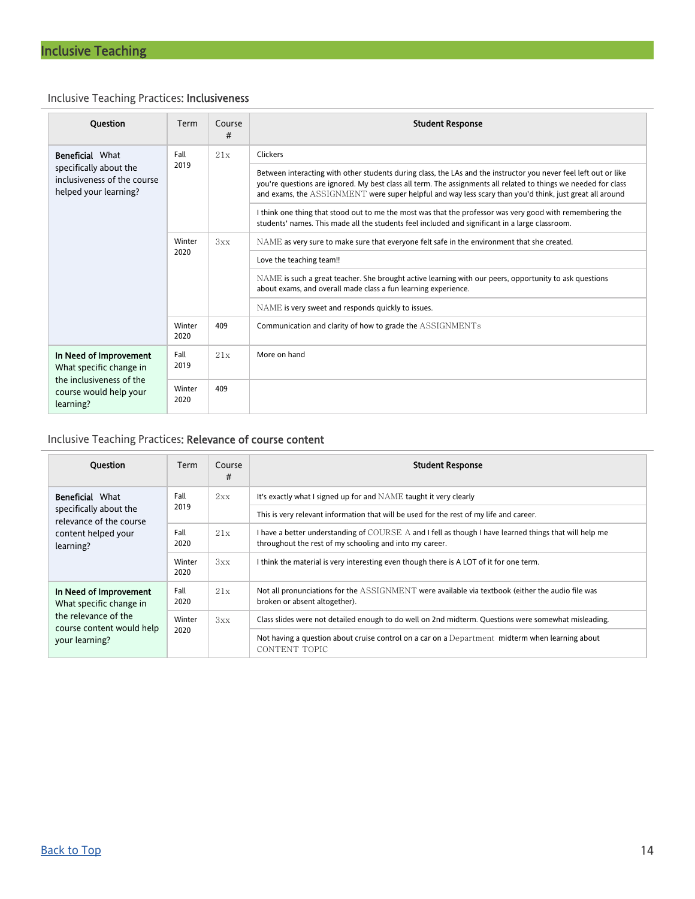## Inclusive Teaching

### Inclusive Teaching Practices: **Inclusiveness**

| Question | Term | Course # | Student Response |
|---|---|---|---|
| **Beneficial** What specifically about the inclusiveness of the course helped your learning? | Fall 2019 | 21x | Clickers |
| | | | Between interacting with other students during class, the LAs and the instructor you never feel left out or like you're questions are ignored. My best class all term. The assignments all related to things we needed for class and exams, the ASSIGNMENT were super helpful and way less scary than you'd think, just great all around |
| | | | I think one thing that stood out to me the most was that the professor was very good with remembering the students' names. This made all the students feel included and significant in a large classroom. |
| | Winter 2020 | 3xx | NAME as very sure to make sure that everyone felt safe in the environment that she created. |
| | | | Love the teaching team!! |
| | | | NAME is such a great teacher. She brought active learning with our peers, opportunity to ask questions about exams, and overall made class a fun learning experience. |
| | | | NAME is very sweet and responds quickly to issues. |
| | Winter 2020 | 409 | Communication and clarity of how to grade the ASSIGNMENTs |
| **In Need of Improvement** What specific change in the inclusiveness of the course would help your learning? | Fall 2019 | 21x | More on hand |
| | Winter 2020 | 409 | |

### Inclusive Teaching Practices: **Relevance of course content**

| Question | Term | Course # | Student Response |
|---|---|---|---|
| **Beneficial** What specifically about the relevance of the course content helped your learning? | Fall 2019 | 2xx | It's exactly what I signed up for and NAME taught it very clearly |
| | | | This is very relevant information that will be used for the rest of my life and career. |
| | Fall 2020 | 21x | I have a better understanding of COURSE A and I fell as though I have learned things that will help me throughout the rest of my schooling and into my career. |
| | Winter 2020 | 3xx | I think the material is very interesting even though there is A LOT of it for one term. |
| **In Need of Improvement** What specific change in the relevance of the course content would help your learning? | Fall 2020 | 21x | Not all pronunciations for the ASSIGNMENT were available via textbook (either the audio file was broken or absent altogether). |
| | Winter 2020 | 3xx | Class slides were not detailed enough to do well on 2nd midterm. Questions were somewhat misleading. |
| | | | Not having a question about cruise control on a car on a Department midterm when learning about CONTENT TOPIC |

[Back to Top](#)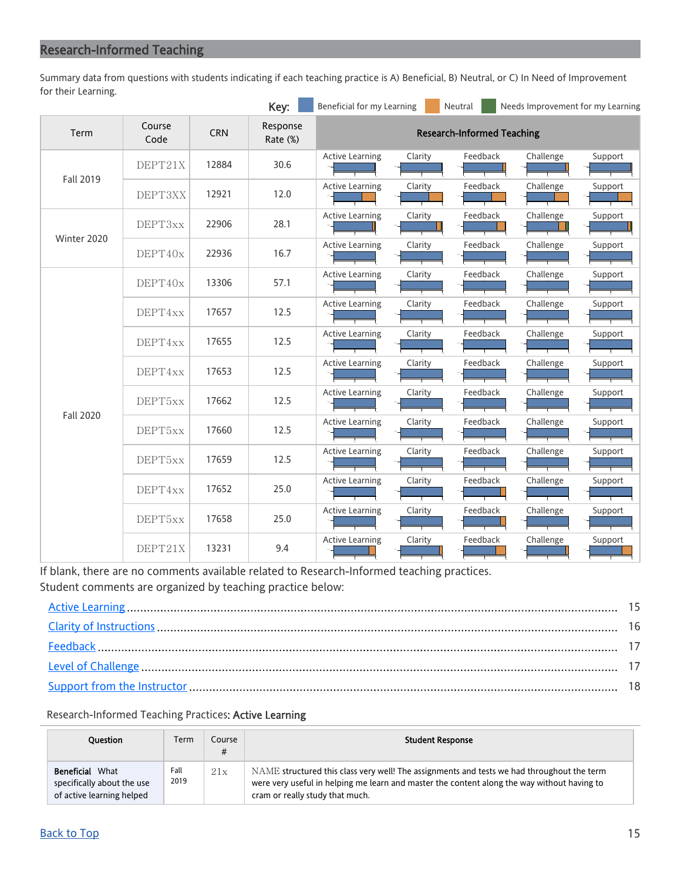## Research-Informed Teaching

Summary data from questions with students indicating if each teaching practice is A) Beneficial, B) Neutral, or C) In Need of Improvement for their Learning.

Key: Beneficial for my Learning | Neutral | Needs Improvement for my Learning

| Term | Course Code | CRN | Response Rate (%) | Research-Informed Teaching |
|---|---|---|---|---|
| Fall 2019 | DEPT21X | 12884 | 30.6 | Active Learning, Clarity, Feedback, Challenge, Support |
| | DEPT3XX | 12921 | 12.0 | Active Learning, Clarity, Feedback, Challenge, Support |
| Winter 2020 | DEPT3xx | 22906 | 28.1 | Active Learning, Clarity, Feedback, Challenge, Support |
| | DEPT40x | 22936 | 16.7 | Active Learning, Clarity, Feedback, Challenge, Support |
| Fall 2020 | DEPT40x | 13306 | 57.1 | Active Learning, Clarity, Feedback, Challenge, Support |
| | DEPT4xx | 17657 | 12.5 | Active Learning, Clarity, Feedback, Challenge, Support |
| | DEPT4xx | 17655 | 12.5 | Active Learning, Clarity, Feedback, Challenge, Support |
| | DEPT4xx | 17653 | 12.5 | Active Learning, Clarity, Feedback, Challenge, Support |
| | DEPT5xx | 17662 | 12.5 | Active Learning, Clarity, Feedback, Challenge, Support |
| | DEPT5xx | 17660 | 12.5 | Active Learning, Clarity, Feedback, Challenge, Support |
| | DEPT5xx | 17659 | 12.5 | Active Learning, Clarity, Feedback, Challenge, Support |
| | DEPT4xx | 17652 | 25.0 | Active Learning, Clarity, Feedback, Challenge, Support |
| | DEPT5xx | 17658 | 25.0 | Active Learning, Clarity, Feedback, Challenge, Support |
| | DEPT21X | 13231 | 9.4 | Active Learning, Clarity, Feedback, Challenge, Support |

If blank, there are no comments available related to Research-Informed teaching practices.
Student comments are organized by teaching practice below:

- Active Learning ........ 15
- Clarity of Instructions ........ 16
- Feedback ........ 17
- Level of Challenge ........ 17
- Support from the Instructor ........ 18

Research-Informed Teaching Practices: **Active Learning**

| Question | Term | Course # | Student Response |
|---|---|---|---|
| **Beneficial** What specifically about the use of active learning helped | Fall 2019 | 21x | NAME structured this class very well! The assignments and tests we had throughout the term were very useful in helping me learn and master the content along the way without having to cram or really study that much. |

Back to Top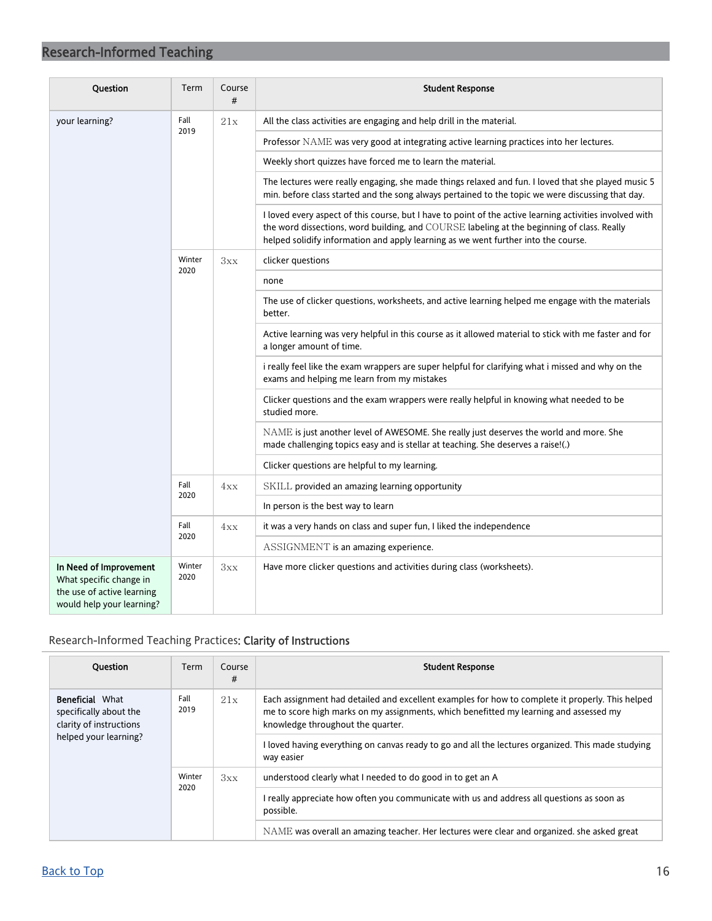## Research-Informed Teaching

| Question | Term | Course # | Student Response |
|---|---|---|---|
| your learning? | Fall 2019 | 21x | All the class activities are engaging and help drill in the material. |
| | | | Professor NAME was very good at integrating active learning practices into her lectures. |
| | | | Weekly short quizzes have forced me to learn the material. |
| | | | The lectures were really engaging, she made things relaxed and fun. I loved that she played music 5 min. before class started and the song always pertained to the topic we were discussing that day. |
| | | | I loved every aspect of this course, but I have to point of the active learning activities involved with the word dissections, word building, and COURSE labeling at the beginning of class. Really helped solidify information and apply learning as we went further into the course. |
| | Winter 2020 | 3xx | clicker questions |
| | | | none |
| | | | The use of clicker questions, worksheets, and active learning helped me engage with the materials better. |
| | | | Active learning was very helpful in this course as it allowed material to stick with me faster and for a longer amount of time. |
| | | | i really feel like the exam wrappers are super helpful for clarifying what i missed and why on the exams and helping me learn from my mistakes |
| | | | Clicker questions and the exam wrappers were really helpful in knowing what needed to be studied more. |
| | | | NAME is just another level of AWESOME. She really just deserves the world and more. She made challenging topics easy and is stellar at teaching. She deserves a raise!(.) |
| | | | Clicker questions are helpful to my learning. |
| | Fall 2020 | 4xx | SKILL provided an amazing learning opportunity |
| | | | In person is the best way to learn |
| | Fall 2020 | 4xx | it was a very hands on class and super fun, I liked the independence |
| | | | ASSIGNMENT is an amazing experience. |
| **In Need of Improvement** What specific change in the use of active learning would help your learning? | Winter 2020 | 3xx | Have more clicker questions and activities during class (worksheets). |

### Research-Informed Teaching Practices: **Clarity of Instructions**

| Question | Term | Course # | Student Response |
|---|---|---|---|
| **Beneficial** What specifically about the clarity of instructions helped your learning? | Fall 2019 | 21x | Each assignment had detailed and excellent examples for how to complete it properly. This helped me to score high marks on my assignments, which benefitted my learning and assessed my knowledge throughout the quarter. |
| | | | I loved having everything on canvas ready to go and all the lectures organized. This made studying way easier |
| | Winter 2020 | 3xx | understood clearly what I needed to do good in to get an A |
| | | | I really appreciate how often you communicate with us and address all questions as soon as possible. |
| | | | NAME was overall an amazing teacher. Her lectures were clear and organized. she asked great |

[Back to Top](#)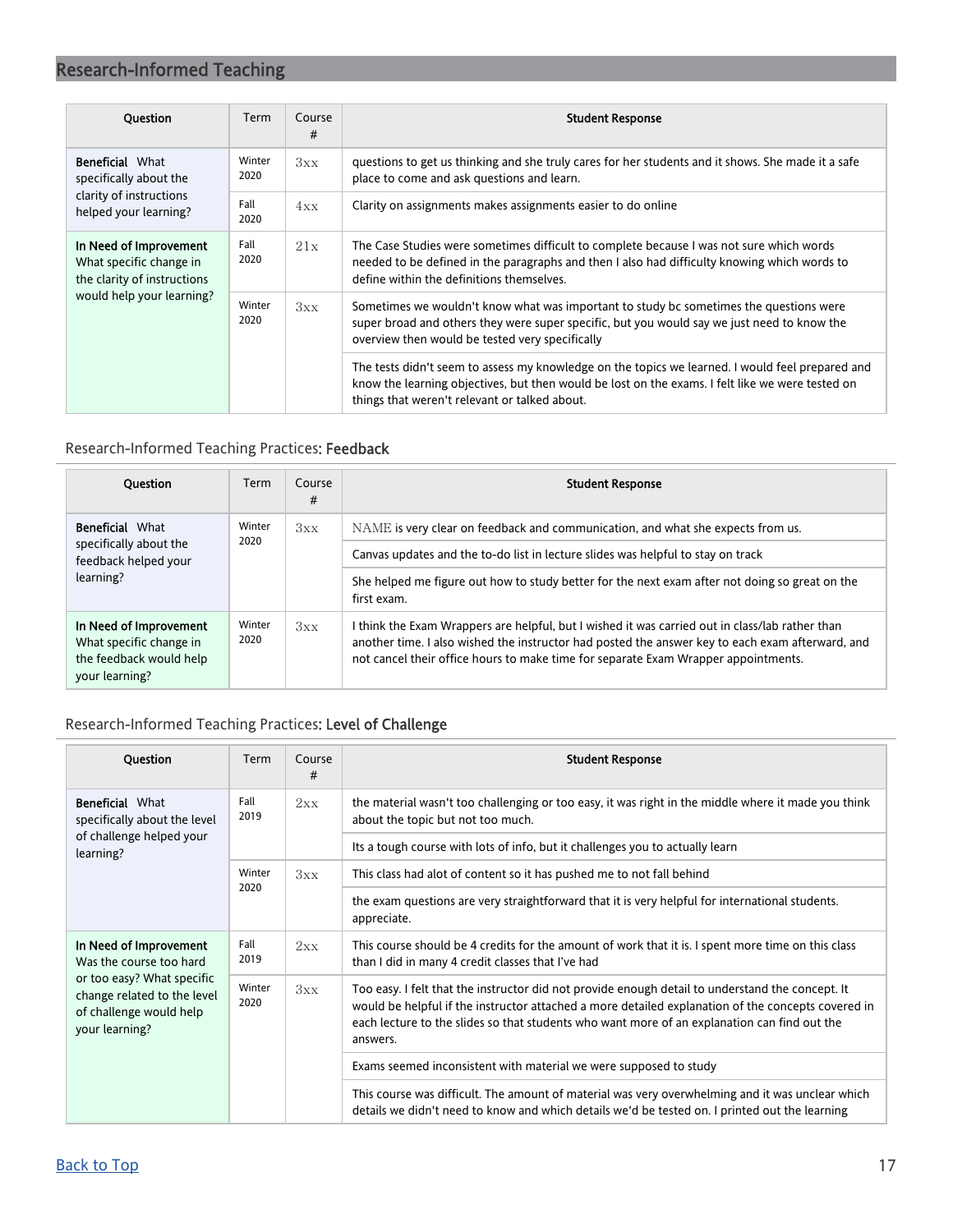## Research-Informed Teaching

| Question | Term | Course # | Student Response |
|---|---|---|---|
| **Beneficial** What specifically about the clarity of instructions helped your learning? | Winter 2020 | 3xx | questions to get us thinking and she truly cares for her students and it shows. She made it a safe place to come and ask questions and learn. |
| | Fall 2020 | 4xx | Clarity on assignments makes assignments easier to do online |
| **In Need of Improvement** What specific change in the clarity of instructions would help your learning? | Fall 2020 | 21x | The Case Studies were sometimes difficult to complete because I was not sure which words needed to be defined in the paragraphs and then I also had difficulty knowing which words to define within the definitions themselves. |
| | Winter 2020 | 3xx | Sometimes we wouldn't know what was important to study bc sometimes the questions were super broad and others they were super specific, but you would say we just need to know the overview then would be tested very specifically |
| | | | The tests didn't seem to assess my knowledge on the topics we learned. I would feel prepared and know the learning objectives, but then would be lost on the exams. I felt like we were tested on things that weren't relevant or talked about. |

### Research-Informed Teaching Practices: **Feedback**

| Question | Term | Course # | Student Response |
|---|---|---|---|
| **Beneficial** What specifically about the feedback helped your learning? | Winter 2020 | 3xx | NAME is very clear on feedback and communication, and what she expects from us. |
| | | | Canvas updates and the to-do list in lecture slides was helpful to stay on track |
| | | | She helped me figure out how to study better for the next exam after not doing so great on the first exam. |
| **In Need of Improvement** What specific change in the feedback would help your learning? | Winter 2020 | 3xx | I think the Exam Wrappers are helpful, but I wished it was carried out in class/lab rather than another time. I also wished the instructor had posted the answer key to each exam afterward, and not cancel their office hours to make time for separate Exam Wrapper appointments. |

### Research-Informed Teaching Practices: **Level of Challenge**

| Question | Term | Course # | Student Response |
|---|---|---|---|
| **Beneficial** What specifically about the level of challenge helped your learning? | Fall 2019 | 2xx | the material wasn't too challenging or too easy, it was right in the middle where it made you think about the topic but not too much. |
| | | | Its a tough course with lots of info, but it challenges you to actually learn |
| | Winter 2020 | 3xx | This class had alot of content so it has pushed me to not fall behind |
| | | | the exam questions are very straightforward that it is very helpful for international students. appreciate. |
| **In Need of Improvement** Was the course too hard or too easy? What specific change related to the level of challenge would help your learning? | Fall 2019 | 2xx | This course should be 4 credits for the amount of work that it is. I spent more time on this class than I did in many 4 credit classes that I've had |
| | Winter 2020 | 3xx | Too easy. I felt that the instructor did not provide enough detail to understand the concept. It would be helpful if the instructor attached a more detailed explanation of the concepts covered in each lecture to the slides so that students who want more of an explanation can find out the answers. |
| | | | Exams seemed inconsistent with material we were supposed to study |
| | | | This course was difficult. The amount of material was very overwhelming and it was unclear which details we didn't need to know and which details we'd be tested on. I printed out the learning |

Back to Top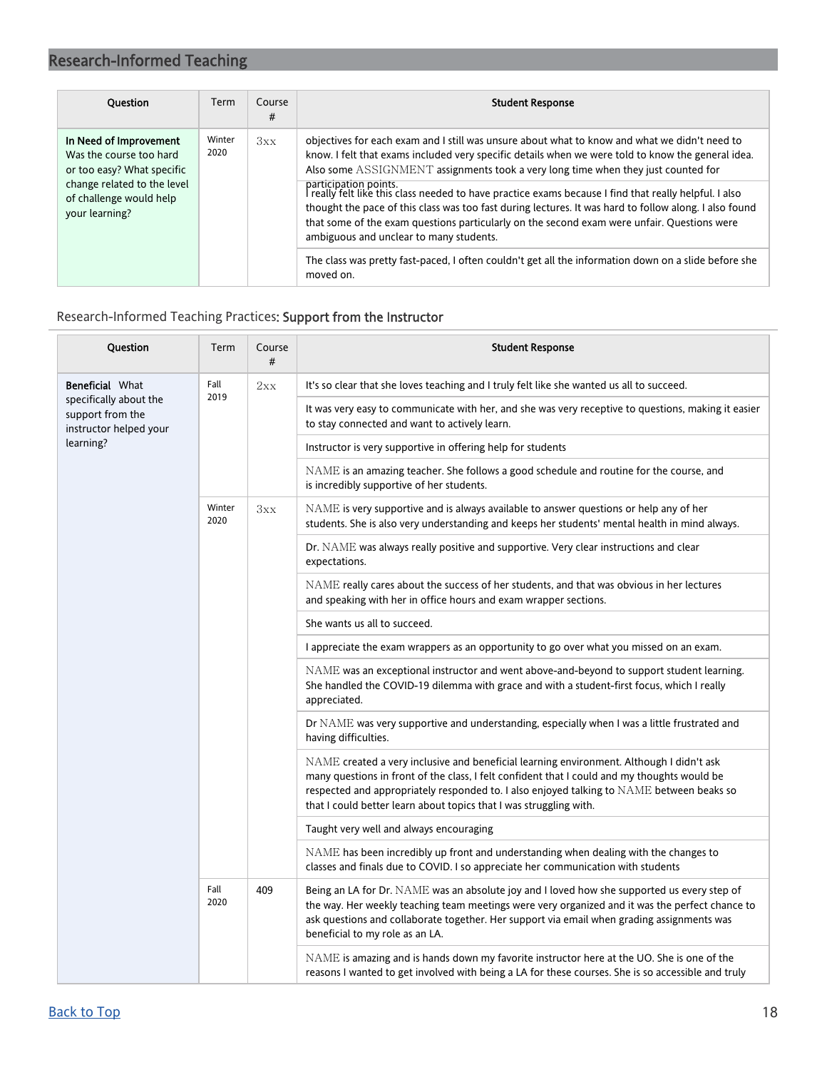## Research-Informed Teaching

| Question | Term | Course # | Student Response |
|---|---|---|---|
| **In Need of Improvement** Was the course too hard or too easy? What specific change related to the level of challenge would help your learning? | Winter 2020 | 3xx | objectives for each exam and I still was unsure about what to know and what we didn't need to know. I felt that exams included very specific details when we were told to know the general idea. Also some ASSIGNMENT assignments took a very long time when they just counted for participation points. |
| | | | I really felt like this class needed to have practice exams because I find that really helpful. I also thought the pace of this class was too fast during lectures. It was hard to follow along. I also found that some of the exam questions particularly on the second exam were unfair. Questions were ambiguous and unclear to many students. |
| | | | The class was pretty fast-paced, I often couldn't get all the information down on a slide before she moved on. |

### Research-Informed Teaching Practices: Support from the Instructor

| Question | Term | Course # | Student Response |
|---|---|---|---|
| **Beneficial** What specifically about the support from the instructor helped your learning? | Fall 2019 | 2xx | It's so clear that she loves teaching and I truly felt like she wanted us all to succeed. |
| | | | It was very easy to communicate with her, and she was very receptive to questions, making it easier to stay connected and want to actively learn. |
| | | | Instructor is very supportive in offering help for students |
| | | | NAME is an amazing teacher. She follows a good schedule and routine for the course, and is incredibly supportive of her students. |
| | Winter 2020 | 3xx | NAME is very supportive and is always available to answer questions or help any of her students. She is also very understanding and keeps her students' mental health in mind always. |
| | | | Dr. NAME was always really positive and supportive. Very clear instructions and clear expectations. |
| | | | NAME really cares about the success of her students, and that was obvious in her lectures and speaking with her in office hours and exam wrapper sections. |
| | | | She wants us all to succeed. |
| | | | I appreciate the exam wrappers as an opportunity to go over what you missed on an exam. |
| | | | NAME was an exceptional instructor and went above-and-beyond to support student learning. She handled the COVID-19 dilemma with grace and with a student-first focus, which I really appreciated. |
| | | | Dr NAME was very supportive and understanding, especially when I was a little frustrated and having difficulties. |
| | | | NAME created a very inclusive and beneficial learning environment. Although I didn't ask many questions in front of the class, I felt confident that I could and my thoughts would be respected and appropriately responded to. I also enjoyed talking to NAME between beaks so that I could better learn about topics that I was struggling with. |
| | | | Taught very well and always encouraging |
| | | | NAME has been incredibly up front and understanding when dealing with the changes to classes and finals due to COVID. I so appreciate her communication with students |
| | Fall 2020 | 409 | Being an LA for Dr. NAME was an absolute joy and I loved how she supported us every step of the way. Her weekly teaching team meetings were very organized and it was the perfect chance to ask questions and collaborate together. Her support via email when grading assignments was beneficial to my role as an LA. |
| | | | NAME is amazing and is hands down my favorite instructor here at the UO. She is one of the reasons I wanted to get involved with being a LA for these courses. She is so accessible and truly |

[Back to Top]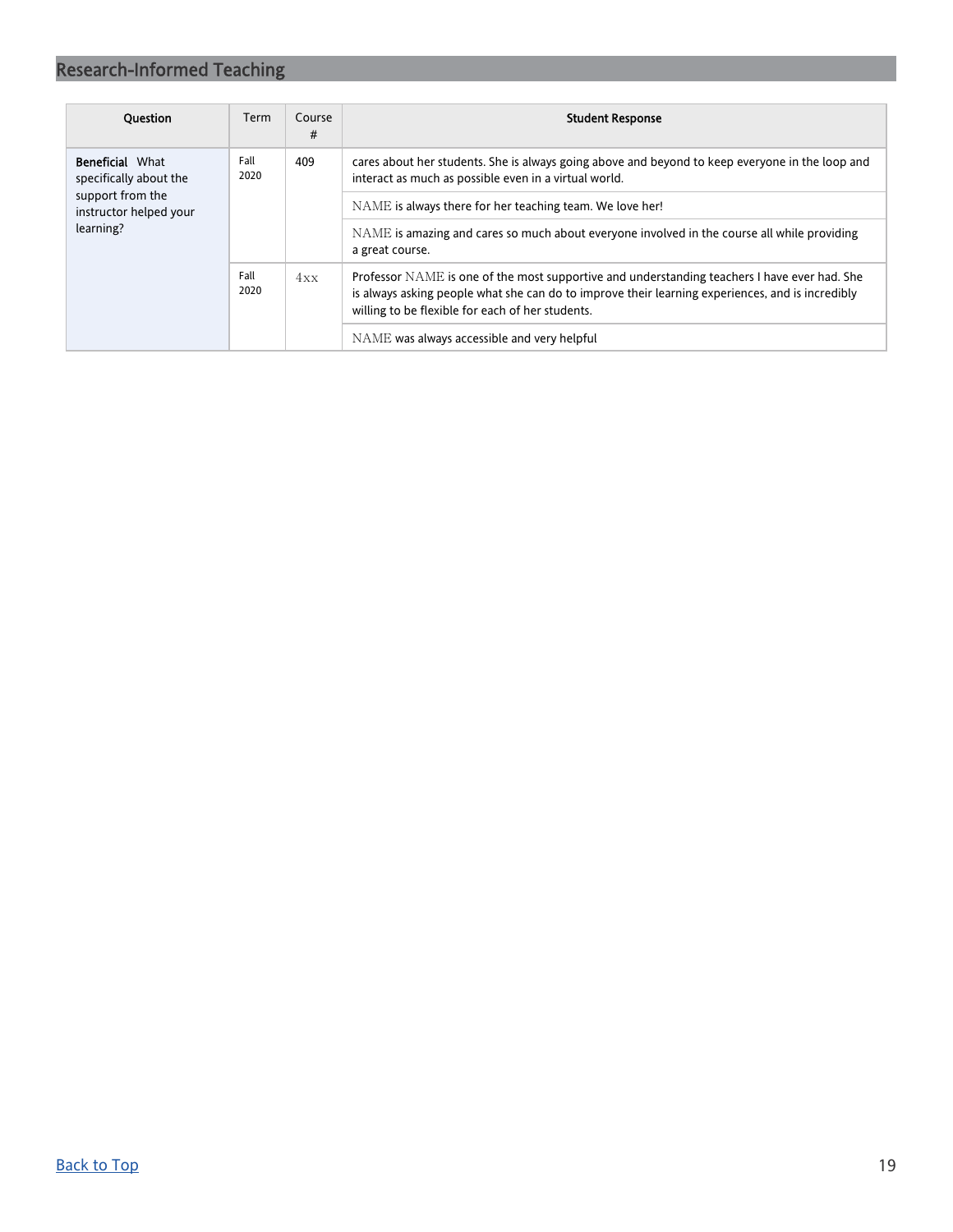## Research-Informed Teaching

| Question | Term | Course # | Student Response |
|---|---|---|---|
| **Beneficial** What specifically about the support from the instructor helped your learning? | Fall 2020 | 409 | cares about her students. She is always going above and beyond to keep everyone in the loop and interact as much as possible even in a virtual world. |
| | | | NAME is always there for her teaching team. We love her! |
| | | | NAME is amazing and cares so much about everyone involved in the course all while providing a great course. |
| | Fall 2020 | 4xx | Professor NAME is one of the most supportive and understanding teachers I have ever had. She is always asking people what she can do to improve their learning experiences, and is incredibly willing to be flexible for each of her students. |
| | | | NAME was always accessible and very helpful |

Back to Top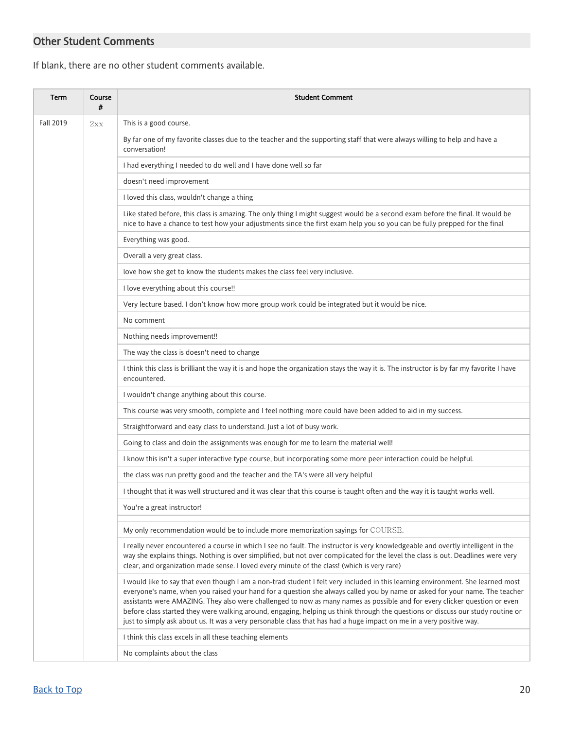## Other Student Comments

If blank, there are no other student comments available.

| Term | Course # | Student Comment |
|---|---|---|
| Fall 2019 | 2xx | This is a good course. |
| | | By far one of my favorite classes due to the teacher and the supporting staff that were always willing to help and have a conversation! |
| | | I had everything I needed to do well and I have done well so far |
| | | doesn't need improvement |
| | | I loved this class, wouldn't change a thing |
| | | Like stated before, this class is amazing. The only thing I might suggest would be a second exam before the final. It would be nice to have a chance to test how your adjustments since the first exam help you so you can be fully prepped for the final |
| | | Everything was good. |
| | | Overall a very great class. |
| | | love how she get to know the students makes the class feel very inclusive. |
| | | I love everything about this course!! |
| | | Very lecture based. I don't know how more group work could be integrated but it would be nice. |
| | | No comment |
| | | Nothing needs improvement!! |
| | | The way the class is doesn't need to change |
| | | I think this class is brilliant the way it is and hope the organization stays the way it is. The instructor is by far my favorite I have encountered. |
| | | I wouldn't change anything about this course. |
| | | This course was very smooth, complete and I feel nothing more could have been added to aid in my success. |
| | | Straightforward and easy class to understand. Just a lot of busy work. |
| | | Going to class and doin the assignments was enough for me to learn the material well! |
| | | I know this isn't a super interactive type course, but incorporating some more peer interaction could be helpful. |
| | | the class was run pretty good and the teacher and the TA's were all very helpful |
| | | I thought that it was well structured and it was clear that this course is taught often and the way it is taught works well. |
| | | You're a great instructor! |
| | | |
| | | My only recommendation would be to include more memorization sayings for COURSE. |
| | | I really never encountered a course in which I see no fault. The instructor is very knowledgeable and overtly intelligent in the way she explains things. Nothing is over simplified, but not over complicated for the level the class is out. Deadlines were very clear, and organization made sense. I loved every minute of the class! (which is very rare) |
| | | I would like to say that even though I am a non-trad student I felt very included in this learning environment. She learned most everyone's name, when you raised your hand for a question she always called you by name or asked for your name. The teacher assistants were AMAZING. They also were challenged to now as many names as possible and for every clicker question or even before class started they were walking around, engaging, helping us think through the questions or discuss our study routine or just to simply ask about us. It was a very personable class that has had a huge impact on me in a very positive way. |
| | | I think this class excels in all these teaching elements |
| | | No complaints about the class |

Back to Top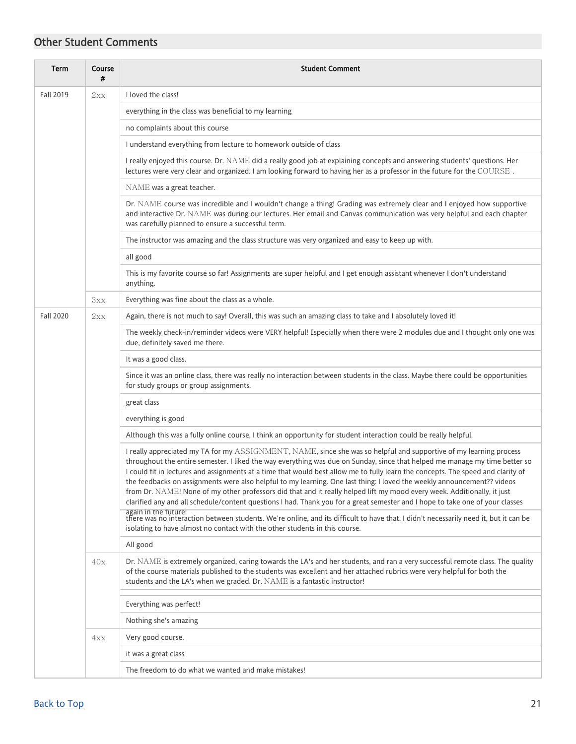## Other Student Comments

| Term | Course # | Student Comment |
|---|---|---|
| Fall 2019 | 2xx | I loved the class! |
| | | everything in the class was beneficial to my learning |
| | | no complaints about this course |
| | | I understand everything from lecture to homework outside of class |
| | | I really enjoyed this course. Dr. NAME did a really good job at explaining concepts and answering students' questions. Her lectures were very clear and organized. I am looking forward to having her as a professor in the future for the COURSE . |
| | | NAME was a great teacher. |
| | | Dr. NAME course was incredible and I wouldn't change a thing! Grading was extremely clear and I enjoyed how supportive and interactive Dr. NAME was during our lectures. Her email and Canvas communication was very helpful and each chapter was carefully planned to ensure a successful term. |
| | | The instructor was amazing and the class structure was very organized and easy to keep up with. |
| | | all good |
| | | This is my favorite course so far! Assignments are super helpful and I get enough assistant whenever I don't understand anything. |
| | 3xx | Everything was fine about the class as a whole. |
| Fall 2020 | 2xx | Again, there is not much to say! Overall, this was such an amazing class to take and I absolutely loved it! |
| | | The weekly check-in/reminder videos were VERY helpful! Especially when there were 2 modules due and I thought only one was due, definitely saved me there. |
| | | It was a good class. |
| | | Since it was an online class, there was really no interaction between students in the class. Maybe there could be opportunities for study groups or group assignments. |
| | | great class |
| | | everything is good |
| | | Although this was a fully online course, I think an opportunity for student interaction could be really helpful. |
| | | I really appreciated my TA for my ASSIGNMENT, NAME, since she was so helpful and supportive of my learning process throughout the entire semester. I liked the way everything was due on Sunday, since that helped me manage my time better so I could fit in lectures and assignments at a time that would best allow me to fully learn the concepts. The speed and clarity of the feedbacks on assignments were also helpful to my learning. One last thing: I loved the weekly announcement?? videos from Dr. NAME! None of my other professors did that and it really helped lift my mood every week. Additionally, it just clarified any and all schedule/content questions I had. Thank you for a great semester and I hope to take one of your classes again in the future! |
| | | there was no interaction between students. We're online, and its difficult to have that. I didn't necessarily need it, but it can be isolating to have almost no contact with the other students in this course. |
| | | All good |
| | 40x | Dr. NAME is extremely organized, caring towards the LA's and her students, and ran a very successful remote class. The quality of the course materials published to the students was excellent and her attached rubrics were very helpful for both the students and the LA's when we graded. Dr. NAME is a fantastic instructor! |
| | | |
| | | Everything was perfect! |
| | | Nothing she's amazing |
| | 4xx | Very good course. |
| | | it was a great class |
| | | The freedom to do what we wanted and make mistakes! |

Back to Top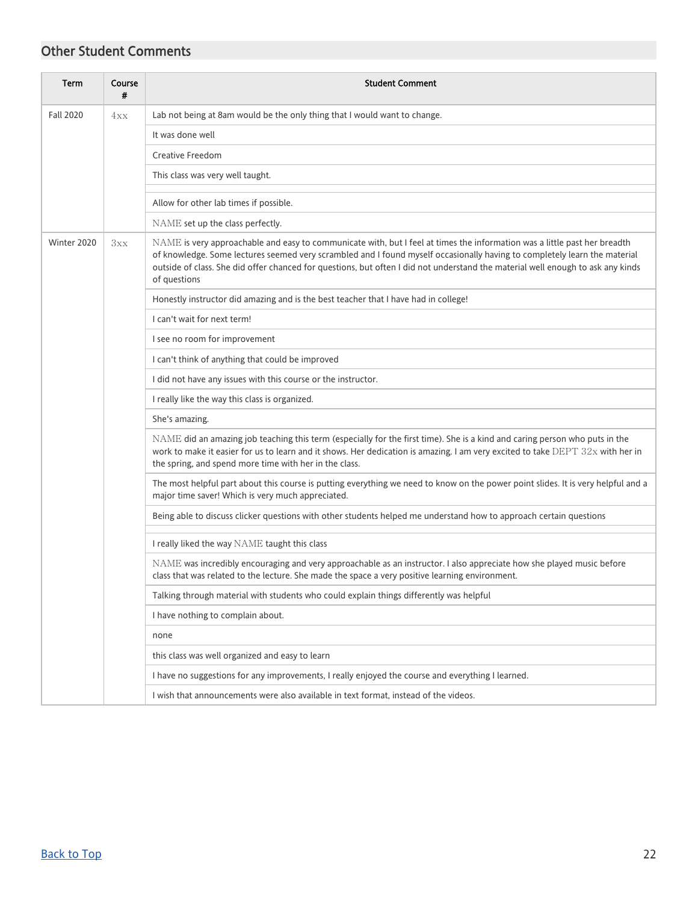## Other Student Comments

| Term | Course # | Student Comment |
|---|---|---|
| Fall 2020 | 4xx | Lab not being at 8am would be the only thing that I would want to change. |
| | | It was done well |
| | | Creative Freedom |
| | | This class was very well taught. |
| | | |
| | | Allow for other lab times if possible. |
| | | NAME set up the class perfectly. |
| Winter 2020 | 3xx | NAME is very approachable and easy to communicate with, but I feel at times the information was a little past her breadth of knowledge. Some lectures seemed very scrambled and I found myself occasionally having to completely learn the material outside of class. She did offer chanced for questions, but often I did not understand the material well enough to ask any kinds of questions |
| | | Honestly instructor did amazing and is the best teacher that I have had in college! |
| | | I can't wait for next term! |
| | | I see no room for improvement |
| | | I can't think of anything that could be improved |
| | | I did not have any issues with this course or the instructor. |
| | | I really like the way this class is organized. |
| | | She's amazing. |
| | | NAME did an amazing job teaching this term (especially for the first time). She is a kind and caring person who puts in the work to make it easier for us to learn and it shows. Her dedication is amazing. I am very excited to take DEPT 32x with her in the spring, and spend more time with her in the class. |
| | | The most helpful part about this course is putting everything we need to know on the power point slides. It is very helpful and a major time saver! Which is very much appreciated. |
| | | Being able to discuss clicker questions with other students helped me understand how to approach certain questions |
| | | |
| | | I really liked the way NAME taught this class |
| | | NAME was incredibly encouraging and very approachable as an instructor. I also appreciate how she played music before class that was related to the lecture. She made the space a very positive learning environment. |
| | | Talking through material with students who could explain things differently was helpful |
| | | I have nothing to complain about. |
| | | none |
| | | this class was well organized and easy to learn |
| | | I have no suggestions for any improvements, I really enjoyed the course and everything I learned. |
| | | I wish that announcements were also available in text format, instead of the videos. |

Back to Top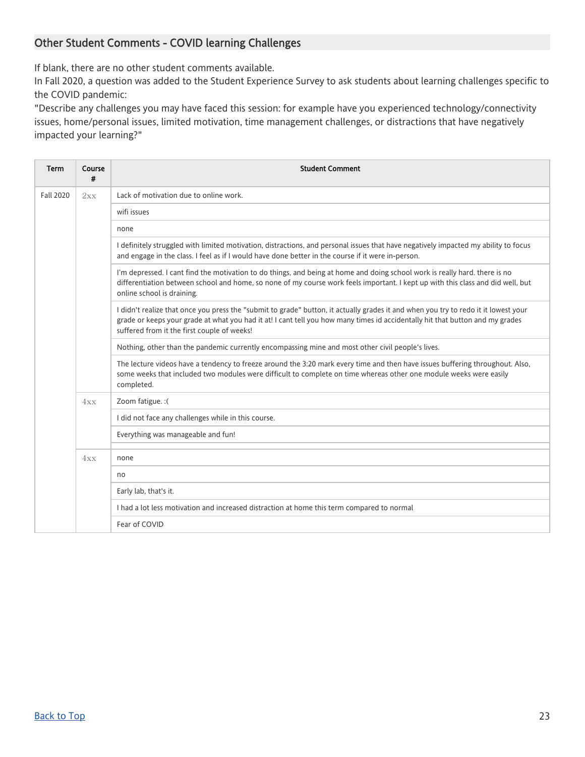## Other Student Comments - COVID learning Challenges

If blank, there are no other student comments available.
In Fall 2020, a question was added to the Student Experience Survey to ask students about learning challenges specific to the COVID pandemic:
"Describe any challenges you may have faced this session: for example have you experienced technology/connectivity issues, home/personal issues, limited motivation, time management challenges, or distractions that have negatively impacted your learning?"

| Term | Course # | Student Comment |
|---|---|---|
| Fall 2020 | 2xx | Lack of motivation due to online work. |
| | | wifi issues |
| | | none |
| | | I definitely struggled with limited motivation, distractions, and personal issues that have negatively impacted my ability to focus and engage in the class. I feel as if I would have done better in the course if it were in-person. |
| | | I'm depressed. I cant find the motivation to do things, and being at home and doing school work is really hard. there is no differentiation between school and home, so none of my course work feels important. I kept up with this class and did well, but online school is draining. |
| | | I didn't realize that once you press the "submit to grade" button, it actually grades it and when you try to redo it it lowest your grade or keeps your grade at what you had it at! I cant tell you how many times id accidentally hit that button and my grades suffered from it the first couple of weeks! |
| | | Nothing, other than the pandemic currently encompassing mine and most other civil people's lives. |
| | | The lecture videos have a tendency to freeze around the 3:20 mark every time and then have issues buffering throughout. Also, some weeks that included two modules were difficult to complete on time whereas other one module weeks were easily completed. |
| | 4xx | Zoom fatigue. :( |
| | | I did not face any challenges while in this course. |
| | | Everything was manageable and fun! |
| | | |
| | 4xx | none |
| | | no |
| | | Early lab, that's it. |
| | | I had a lot less motivation and increased distraction at home this term compared to normal |
| | | Fear of COVID |

[Back to Top](#)